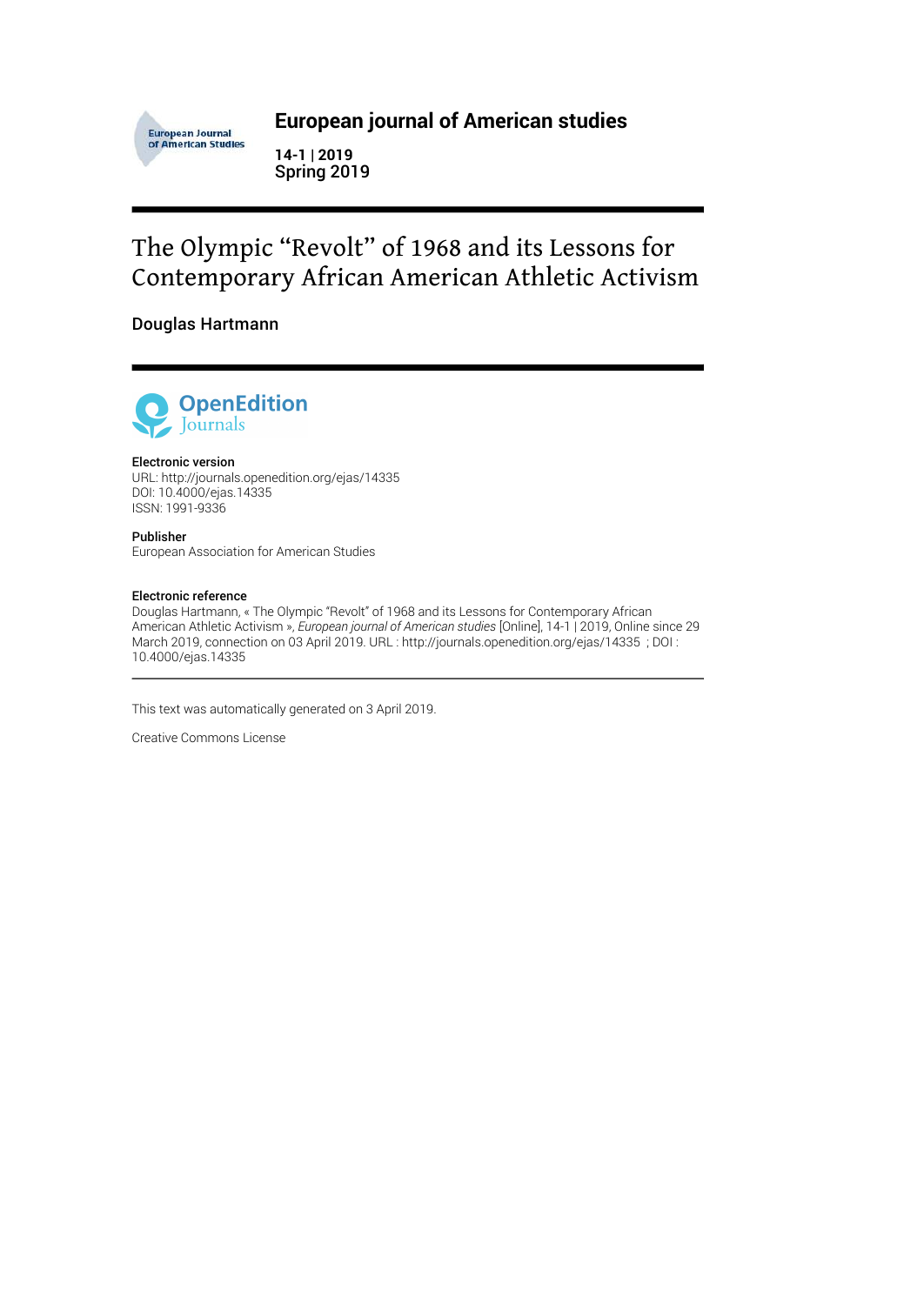**European journal of American studies**

**14-1 | 2019**
Spring 2019

# The Olympic "Revolt" of 1968 and its Lessons for Contemporary African American Athletic Activism

**Douglas Hartmann**

**Electronic version**
URL: http://journals.openedition.org/ejas/14335
DOI: 10.4000/ejas.14335
ISSN: 1991-9336

**Publisher**
European Association for American Studies

**Electronic reference**
Douglas Hartmann, « The Olympic "Revolt" of 1968 and its Lessons for Contemporary African American Athletic Activism », *European journal of American studies* [Online], 14-1 | 2019, Online since 29 March 2019, connection on 03 April 2019. URL : http://journals.openedition.org/ejas/14335 ; DOI : 10.4000/ejas.14335

This text was automatically generated on 3 April 2019.

Creative Commons License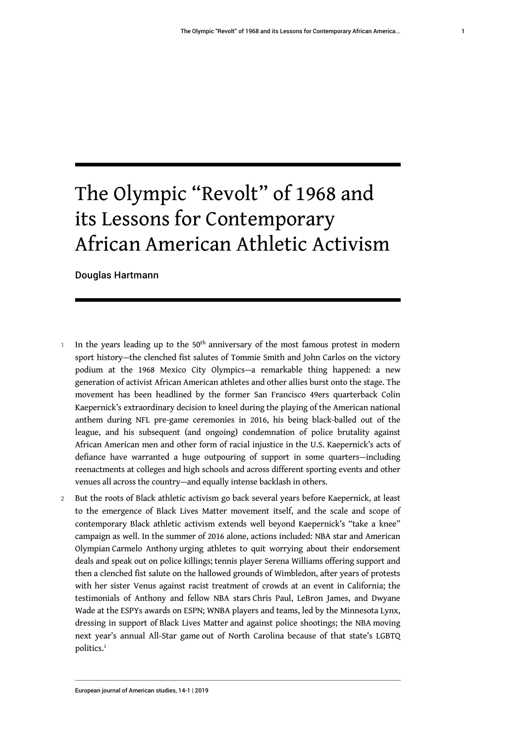# The Olympic "Revolt" of 1968 and its Lessons for Contemporary African American Athletic Activism

Douglas Hartmann

1 In the years leading up to the 50th anniversary of the most famous protest in modern sport history—the clenched fist salutes of Tommie Smith and John Carlos on the victory podium at the 1968 Mexico City Olympics—a remarkable thing happened: a new generation of activist African American athletes and other allies burst onto the stage. The movement has been headlined by the former San Francisco 49ers quarterback Colin Kaepernick's extraordinary decision to kneel during the playing of the American national anthem during NFL pre-game ceremonies in 2016, his being black-balled out of the league, and his subsequent (and ongoing) condemnation of police brutality against African American men and other form of racial injustice in the U.S. Kaepernick's acts of defiance have warranted a huge outpouring of support in some quarters—including reenactments at colleges and high schools and across different sporting events and other venues all across the country—and equally intense backlash in others.

2 But the roots of Black athletic activism go back several years before Kaepernick, at least to the emergence of Black Lives Matter movement itself, and the scale and scope of contemporary Black athletic activism extends well beyond Kaepernick's "take a knee" campaign as well. In the summer of 2016 alone, actions included: NBA star and American Olympian Carmelo Anthony urging athletes to quit worrying about their endorsement deals and speak out on police killings; tennis player Serena Williams offering support and then a clenched fist salute on the hallowed grounds of Wimbledon, after years of protests with her sister Venus against racist treatment of crowds at an event in California; the testimonials of Anthony and fellow NBA stars Chris Paul, LeBron James, and Dwyane Wade at the ESPYs awards on ESPN; WNBA players and teams, led by the Minnesota Lynx, dressing in support of Black Lives Matter and against police shootings; the NBA moving next year's annual All-Star game out of North Carolina because of that state's LGBTQ politics.[1]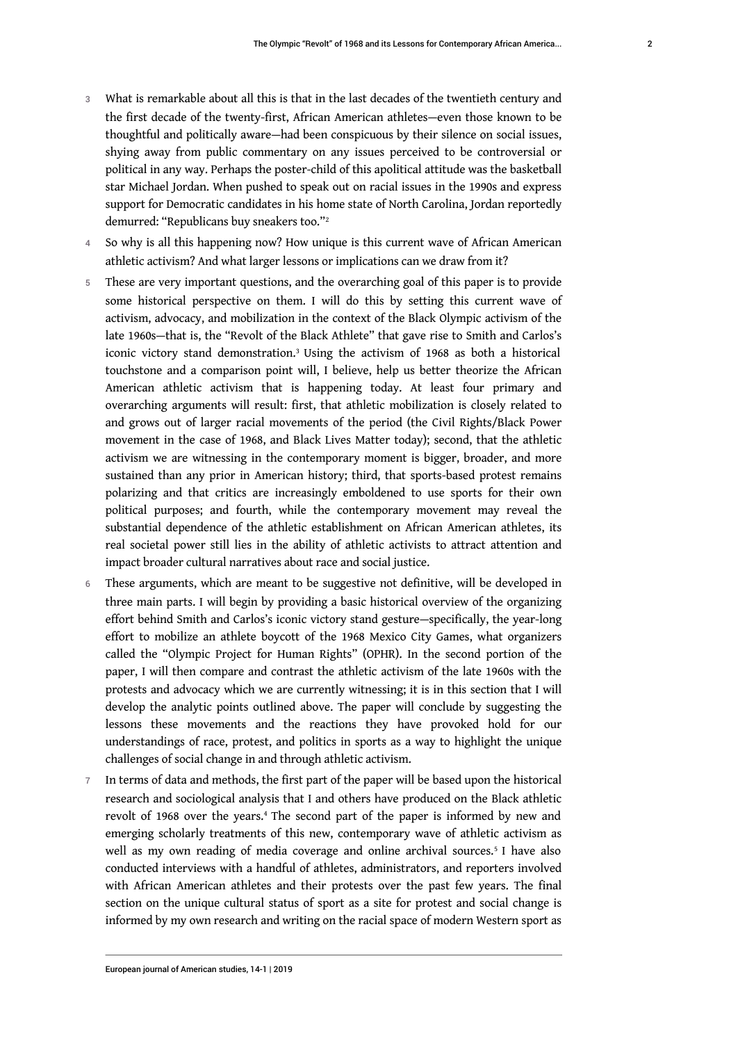3 What is remarkable about all this is that in the last decades of the twentieth century and the first decade of the twenty-first, African American athletes—even those known to be thoughtful and politically aware—had been conspicuous by their silence on social issues, shying away from public commentary on any issues perceived to be controversial or political in any way. Perhaps the poster-child of this apolitical attitude was the basketball star Michael Jordan. When pushed to speak out on racial issues in the 1990s and express support for Democratic candidates in his home state of North Carolina, Jordan reportedly demurred: "Republicans buy sneakers too."[2]

4 So why is all this happening now? How unique is this current wave of African American athletic activism? And what larger lessons or implications can we draw from it?

5 These are very important questions, and the overarching goal of this paper is to provide some historical perspective on them. I will do this by setting this current wave of activism, advocacy, and mobilization in the context of the Black Olympic activism of the late 1960s—that is, the "Revolt of the Black Athlete" that gave rise to Smith and Carlos's iconic victory stand demonstration.[3] Using the activism of 1968 as both a historical touchstone and a comparison point will, I believe, help us better theorize the African American athletic activism that is happening today. At least four primary and overarching arguments will result: first, that athletic mobilization is closely related to and grows out of larger racial movements of the period (the Civil Rights/Black Power movement in the case of 1968, and Black Lives Matter today); second, that the athletic activism we are witnessing in the contemporary moment is bigger, broader, and more sustained than any prior in American history; third, that sports-based protest remains polarizing and that critics are increasingly emboldened to use sports for their own political purposes; and fourth, while the contemporary movement may reveal the substantial dependence of the athletic establishment on African American athletes, its real societal power still lies in the ability of athletic activists to attract attention and impact broader cultural narratives about race and social justice.

6 These arguments, which are meant to be suggestive not definitive, will be developed in three main parts. I will begin by providing a basic historical overview of the organizing effort behind Smith and Carlos's iconic victory stand gesture—specifically, the year-long effort to mobilize an athlete boycott of the 1968 Mexico City Games, what organizers called the "Olympic Project for Human Rights" (OPHR). In the second portion of the paper, I will then compare and contrast the athletic activism of the late 1960s with the protests and advocacy which we are currently witnessing; it is in this section that I will develop the analytic points outlined above. The paper will conclude by suggesting the lessons these movements and the reactions they have provoked hold for our understandings of race, protest, and politics in sports as a way to highlight the unique challenges of social change in and through athletic activism.

7 In terms of data and methods, the first part of the paper will be based upon the historical research and sociological analysis that I and others have produced on the Black athletic revolt of 1968 over the years.[4] The second part of the paper is informed by new and emerging scholarly treatments of this new, contemporary wave of athletic activism as well as my own reading of media coverage and online archival sources.[5] I have also conducted interviews with a handful of athletes, administrators, and reporters involved with African American athletes and their protests over the past few years. The final section on the unique cultural status of sport as a site for protest and social change is informed by my own research and writing on the racial space of modern Western sport as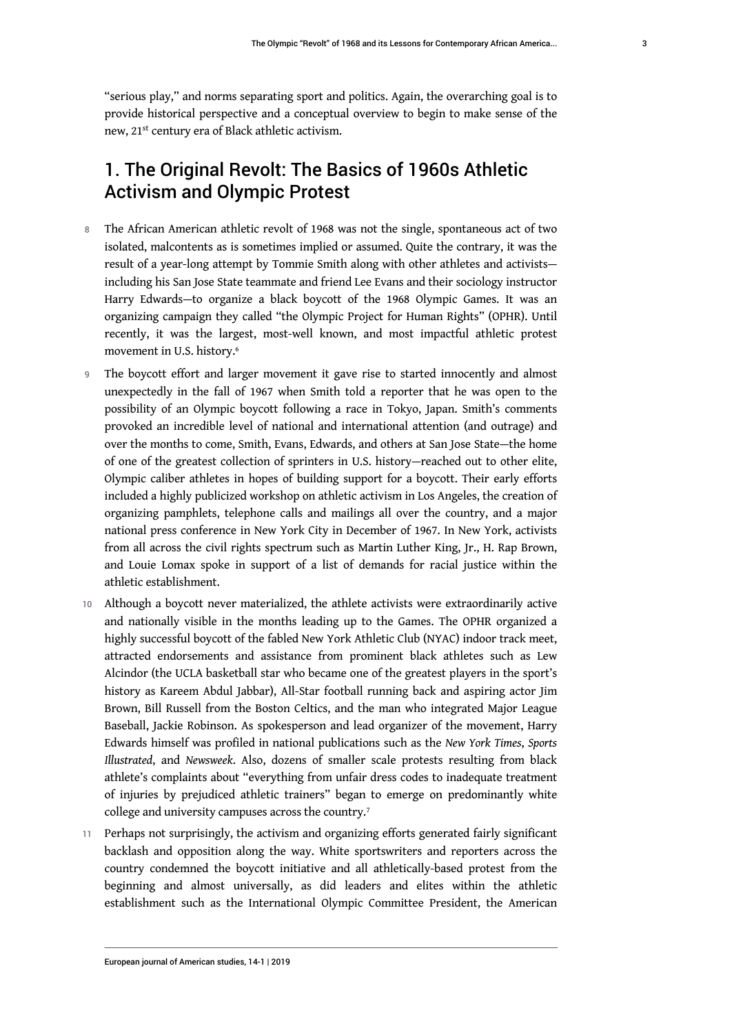"serious play," and norms separating sport and politics. Again, the overarching goal is to provide historical perspective and a conceptual overview to begin to make sense of the new, 21st century era of Black athletic activism.

## 1. The Original Revolt: The Basics of 1960s Athletic Activism and Olympic Protest

8 The African American athletic revolt of 1968 was not the single, spontaneous act of two isolated, malcontents as is sometimes implied or assumed. Quite the contrary, it was the result of a year-long attempt by Tommie Smith along with other athletes and activists—including his San Jose State teammate and friend Lee Evans and their sociology instructor Harry Edwards—to organize a black boycott of the 1968 Olympic Games. It was an organizing campaign they called "the Olympic Project for Human Rights" (OPHR). Until recently, it was the largest, most-well known, and most impactful athletic protest movement in U.S. history.[6]

9 The boycott effort and larger movement it gave rise to started innocently and almost unexpectedly in the fall of 1967 when Smith told a reporter that he was open to the possibility of an Olympic boycott following a race in Tokyo, Japan. Smith's comments provoked an incredible level of national and international attention (and outrage) and over the months to come, Smith, Evans, Edwards, and others at San Jose State—the home of one of the greatest collection of sprinters in U.S. history—reached out to other elite, Olympic caliber athletes in hopes of building support for a boycott. Their early efforts included a highly publicized workshop on athletic activism in Los Angeles, the creation of organizing pamphlets, telephone calls and mailings all over the country, and a major national press conference in New York City in December of 1967. In New York, activists from all across the civil rights spectrum such as Martin Luther King, Jr., H. Rap Brown, and Louie Lomax spoke in support of a list of demands for racial justice within the athletic establishment.

10 Although a boycott never materialized, the athlete activists were extraordinarily active and nationally visible in the months leading up to the Games. The OPHR organized a highly successful boycott of the fabled New York Athletic Club (NYAC) indoor track meet, attracted endorsements and assistance from prominent black athletes such as Lew Alcindor (the UCLA basketball star who became one of the greatest players in the sport's history as Kareem Abdul Jabbar), All-Star football running back and aspiring actor Jim Brown, Bill Russell from the Boston Celtics, and the man who integrated Major League Baseball, Jackie Robinson. As spokesperson and lead organizer of the movement, Harry Edwards himself was profiled in national publications such as the *New York Times*, *Sports Illustrated*, and *Newsweek*. Also, dozens of smaller scale protests resulting from black athlete's complaints about "everything from unfair dress codes to inadequate treatment of injuries by prejudiced athletic trainers" began to emerge on predominantly white college and university campuses across the country.[7]

11 Perhaps not surprisingly, the activism and organizing efforts generated fairly significant backlash and opposition along the way. White sportswriters and reporters across the country condemned the boycott initiative and all athletically-based protest from the beginning and almost universally, as did leaders and elites within the athletic establishment such as the International Olympic Committee President, the American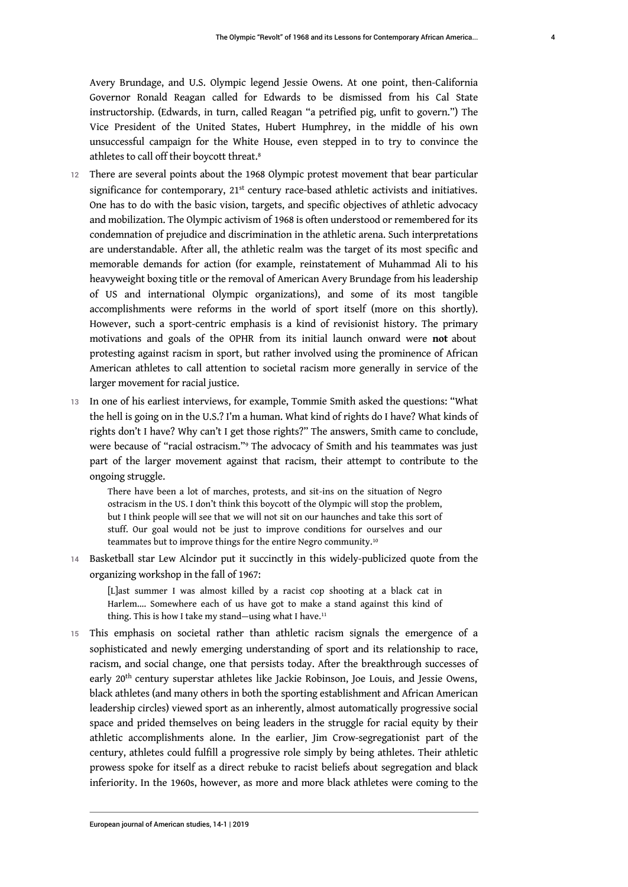Avery Brundage, and U.S. Olympic legend Jessie Owens. At one point, then-California Governor Ronald Reagan called for Edwards to be dismissed from his Cal State instructorship. (Edwards, in turn, called Reagan "a petrified pig, unfit to govern.") The Vice President of the United States, Hubert Humphrey, in the middle of his own unsuccessful campaign for the White House, even stepped in to try to convince the athletes to call off their boycott threat.[8]

12 There are several points about the 1968 Olympic protest movement that bear particular significance for contemporary, 21st century race-based athletic activists and initiatives. One has to do with the basic vision, targets, and specific objectives of athletic advocacy and mobilization. The Olympic activism of 1968 is often understood or remembered for its condemnation of prejudice and discrimination in the athletic arena. Such interpretations are understandable. After all, the athletic realm was the target of its most specific and memorable demands for action (for example, reinstatement of Muhammad Ali to his heavyweight boxing title or the removal of American Avery Brundage from his leadership of US and international Olympic organizations), and some of its most tangible accomplishments were reforms in the world of sport itself (more on this shortly). However, such a sport-centric emphasis is a kind of revisionist history. The primary motivations and goals of the OPHR from its initial launch onward were **not** about protesting against racism in sport, but rather involved using the prominence of African American athletes to call attention to societal racism more generally in service of the larger movement for racial justice.

13 In one of his earliest interviews, for example, Tommie Smith asked the questions: "What the hell is going on in the U.S.? I'm a human. What kind of rights do I have? What kinds of rights don't I have? Why can't I get those rights?" The answers, Smith came to conclude, were because of "racial ostracism."[9] The advocacy of Smith and his teammates was just part of the larger movement against that racism, their attempt to contribute to the ongoing struggle.

> There have been a lot of marches, protests, and sit-ins on the situation of Negro ostracism in the US. I don't think this boycott of the Olympic will stop the problem, but I think people will see that we will not sit on our haunches and take this sort of stuff. Our goal would not be just to improve conditions for ourselves and our teammates but to improve things for the entire Negro community.[10]

14 Basketball star Lew Alcindor put it succinctly in this widely-publicized quote from the organizing workshop in the fall of 1967:

> [L]ast summer I was almost killed by a racist cop shooting at a black cat in Harlem.... Somewhere each of us have got to make a stand against this kind of thing. This is how I take my stand—using what I have.[11]

15 This emphasis on societal rather than athletic racism signals the emergence of a sophisticated and newly emerging understanding of sport and its relationship to race, racism, and social change, one that persists today. After the breakthrough successes of early 20th century superstar athletes like Jackie Robinson, Joe Louis, and Jessie Owens, black athletes (and many others in both the sporting establishment and African American leadership circles) viewed sport as an inherently, almost automatically progressive social space and prided themselves on being leaders in the struggle for racial equity by their athletic accomplishments alone. In the earlier, Jim Crow-segregationist part of the century, athletes could fulfill a progressive role simply by being athletes. Their athletic prowess spoke for itself as a direct rebuke to racist beliefs about segregation and black inferiority. In the 1960s, however, as more and more black athletes were coming to the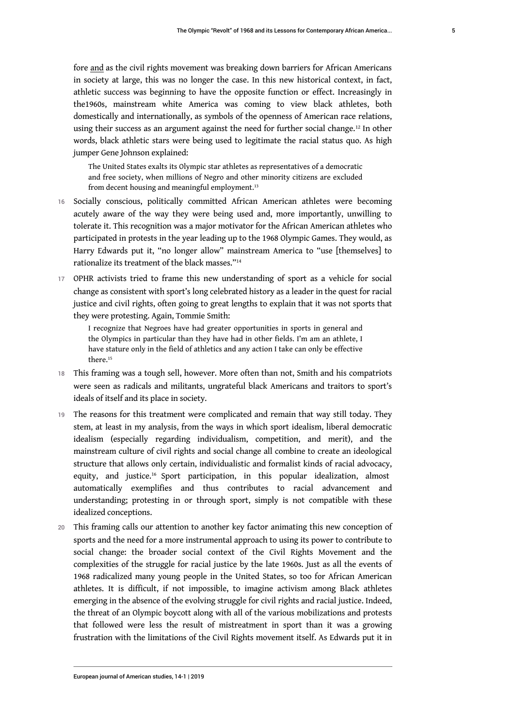fore and as the civil rights movement was breaking down barriers for African Americans in society at large, this was no longer the case. In this new historical context, in fact, athletic success was beginning to have the opposite function or effect. Increasingly in the1960s, mainstream white America was coming to view black athletes, both domestically and internationally, as symbols of the openness of American race relations, using their success as an argument against the need for further social change.[12] In other words, black athletic stars were being used to legitimate the racial status quo. As high jumper Gene Johnson explained:

> The United States exalts its Olympic star athletes as representatives of a democratic and free society, when millions of Negro and other minority citizens are excluded from decent housing and meaningful employment.[13]

16 Socially conscious, politically committed African American athletes were becoming acutely aware of the way they were being used and, more importantly, unwilling to tolerate it. This recognition was a major motivator for the African American athletes who participated in protests in the year leading up to the 1968 Olympic Games. They would, as Harry Edwards put it, "no longer allow" mainstream America to "use [themselves] to rationalize its treatment of the black masses."[14]

17 OPHR activists tried to frame this new understanding of sport as a vehicle for social change as consistent with sport's long celebrated history as a leader in the quest for racial justice and civil rights, often going to great lengths to explain that it was not sports that they were protesting. Again, Tommie Smith:

> I recognize that Negroes have had greater opportunities in sports in general and the Olympics in particular than they have had in other fields. I'm am an athlete, I have stature only in the field of athletics and any action I take can only be effective there.[15]

18 This framing was a tough sell, however. More often than not, Smith and his compatriots were seen as radicals and militants, ungrateful black Americans and traitors to sport's ideals of itself and its place in society.

19 The reasons for this treatment were complicated and remain that way still today. They stem, at least in my analysis, from the ways in which sport idealism, liberal democratic idealism (especially regarding individualism, competition, and merit), and the mainstream culture of civil rights and social change all combine to create an ideological structure that allows only certain, individualistic and formalist kinds of racial advocacy, equity, and justice.[16] Sport participation, in this popular idealization, almost automatically exemplifies and thus contributes to racial advancement and understanding; protesting in or through sport, simply is not compatible with these idealized conceptions.

20 This framing calls our attention to another key factor animating this new conception of sports and the need for a more instrumental approach to using its power to contribute to social change: the broader social context of the Civil Rights Movement and the complexities of the struggle for racial justice by the late 1960s. Just as all the events of 1968 radicalized many young people in the United States, so too for African American athletes. It is difficult, if not impossible, to imagine activism among Black athletes emerging in the absence of the evolving struggle for civil rights and racial justice. Indeed, the threat of an Olympic boycott along with all of the various mobilizations and protests that followed were less the result of mistreatment in sport than it was a growing frustration with the limitations of the Civil Rights movement itself. As Edwards put it in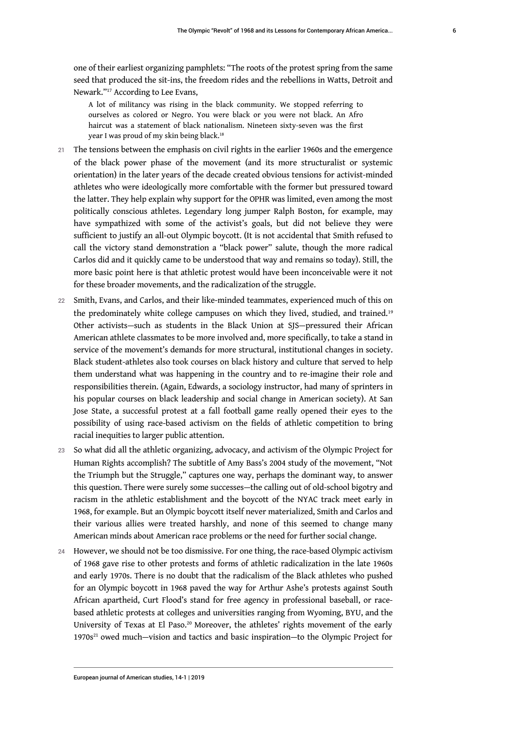one of their earliest organizing pamphlets: "The roots of the protest spring from the same seed that produced the sit-ins, the freedom rides and the rebellions in Watts, Detroit and Newark."[17] According to Lee Evans,

> A lot of militancy was rising in the black community. We stopped referring to ourselves as colored or Negro. You were black or you were not black. An Afro haircut was a statement of black nationalism. Nineteen sixty-seven was the first year I was proud of my skin being black.[18]

21 The tensions between the emphasis on civil rights in the earlier 1960s and the emergence of the black power phase of the movement (and its more structuralist or systemic orientation) in the later years of the decade created obvious tensions for activist-minded athletes who were ideologically more comfortable with the former but pressured toward the latter. They help explain why support for the OPHR was limited, even among the most politically conscious athletes. Legendary long jumper Ralph Boston, for example, may have sympathized with some of the activist's goals, but did not believe they were sufficient to justify an all-out Olympic boycott. (It is not accidental that Smith refused to call the victory stand demonstration a "black power" salute, though the more radical Carlos did and it quickly came to be understood that way and remains so today). Still, the more basic point here is that athletic protest would have been inconceivable were it not for these broader movements, and the radicalization of the struggle.

22 Smith, Evans, and Carlos, and their like-minded teammates, experienced much of this on the predominately white college campuses on which they lived, studied, and trained.[19] Other activists—such as students in the Black Union at SJS—pressured their African American athlete classmates to be more involved and, more specifically, to take a stand in service of the movement's demands for more structural, institutional changes in society. Black student-athletes also took courses on black history and culture that served to help them understand what was happening in the country and to re-imagine their role and responsibilities therein. (Again, Edwards, a sociology instructor, had many of sprinters in his popular courses on black leadership and social change in American society). At San Jose State, a successful protest at a fall football game really opened their eyes to the possibility of using race-based activism on the fields of athletic competition to bring racial inequities to larger public attention.

23 So what did all the athletic organizing, advocacy, and activism of the Olympic Project for Human Rights accomplish? The subtitle of Amy Bass's 2004 study of the movement, "Not the Triumph but the Struggle," captures one way, perhaps the dominant way, to answer this question. There were surely some successes—the calling out of old-school bigotry and racism in the athletic establishment and the boycott of the NYAC track meet early in 1968, for example. But an Olympic boycott itself never materialized, Smith and Carlos and their various allies were treated harshly, and none of this seemed to change many American minds about American race problems or the need for further social change.

24 However, we should not be too dismissive. For one thing, the race-based Olympic activism of 1968 gave rise to other protests and forms of athletic radicalization in the late 1960s and early 1970s. There is no doubt that the radicalism of the Black athletes who pushed for an Olympic boycott in 1968 paved the way for Arthur Ashe's protests against South African apartheid, Curt Flood's stand for free agency in professional baseball, or race-based athletic protests at colleges and universities ranging from Wyoming, BYU, and the University of Texas at El Paso.[20] Moreover, the athletes' rights movement of the early 1970s[21] owed much—vision and tactics and basic inspiration—to the Olympic Project for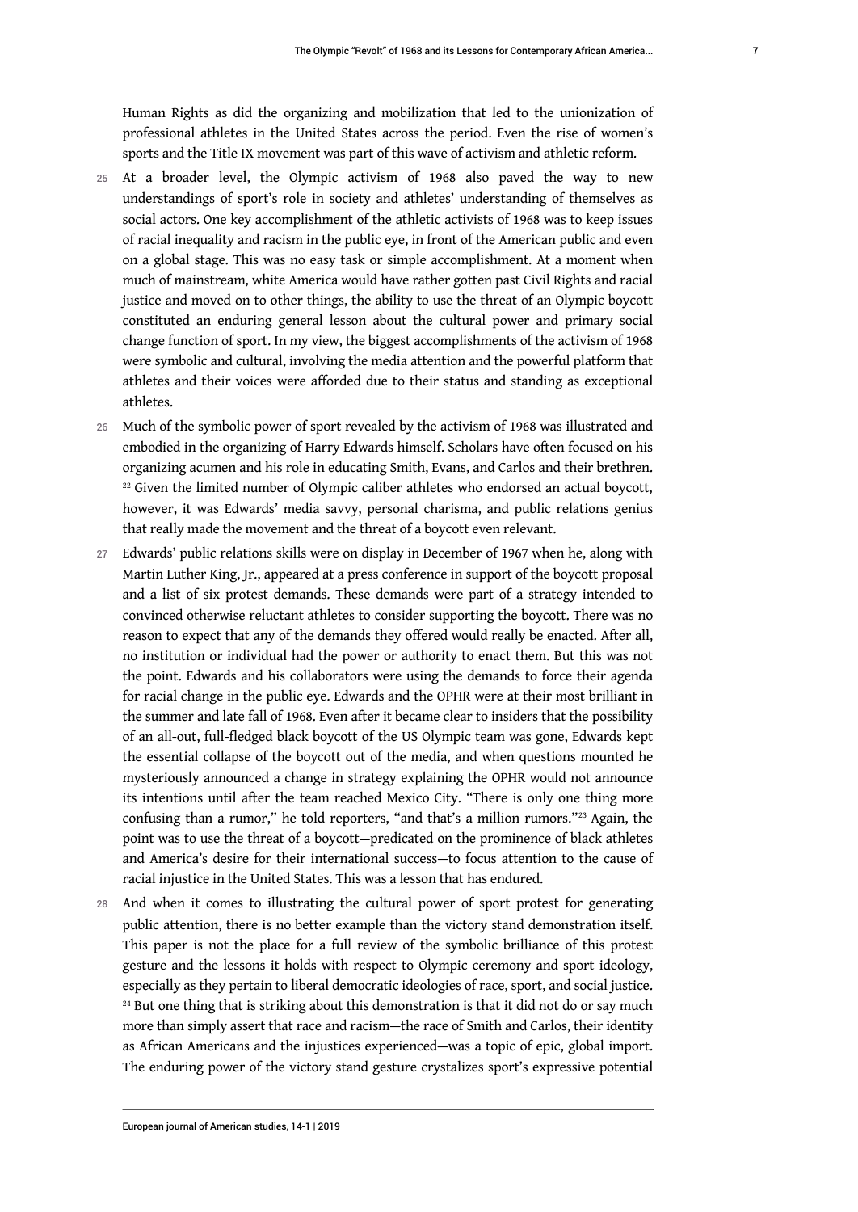Human Rights as did the organizing and mobilization that led to the unionization of professional athletes in the United States across the period. Even the rise of women's sports and the Title IX movement was part of this wave of activism and athletic reform.

25 At a broader level, the Olympic activism of 1968 also paved the way to new understandings of sport's role in society and athletes' understanding of themselves as social actors. One key accomplishment of the athletic activists of 1968 was to keep issues of racial inequality and racism in the public eye, in front of the American public and even on a global stage. This was no easy task or simple accomplishment. At a moment when much of mainstream, white America would have rather gotten past Civil Rights and racial justice and moved on to other things, the ability to use the threat of an Olympic boycott constituted an enduring general lesson about the cultural power and primary social change function of sport. In my view, the biggest accomplishments of the activism of 1968 were symbolic and cultural, involving the media attention and the powerful platform that athletes and their voices were afforded due to their status and standing as exceptional athletes.

26 Much of the symbolic power of sport revealed by the activism of 1968 was illustrated and embodied in the organizing of Harry Edwards himself. Scholars have often focused on his organizing acumen and his role in educating Smith, Evans, and Carlos and their brethren.[22] Given the limited number of Olympic caliber athletes who endorsed an actual boycott, however, it was Edwards' media savvy, personal charisma, and public relations genius that really made the movement and the threat of a boycott even relevant.

27 Edwards' public relations skills were on display in December of 1967 when he, along with Martin Luther King, Jr., appeared at a press conference in support of the boycott proposal and a list of six protest demands. These demands were part of a strategy intended to convinced otherwise reluctant athletes to consider supporting the boycott. There was no reason to expect that any of the demands they offered would really be enacted. After all, no institution or individual had the power or authority to enact them. But this was not the point. Edwards and his collaborators were using the demands to force their agenda for racial change in the public eye. Edwards and the OPHR were at their most brilliant in the summer and late fall of 1968. Even after it became clear to insiders that the possibility of an all-out, full-fledged black boycott of the US Olympic team was gone, Edwards kept the essential collapse of the boycott out of the media, and when questions mounted he mysteriously announced a change in strategy explaining the OPHR would not announce its intentions until after the team reached Mexico City. "There is only one thing more confusing than a rumor," he told reporters, "and that's a million rumors."[23] Again, the point was to use the threat of a boycott—predicated on the prominence of black athletes and America's desire for their international success—to focus attention to the cause of racial injustice in the United States. This was a lesson that has endured.

28 And when it comes to illustrating the cultural power of sport protest for generating public attention, there is no better example than the victory stand demonstration itself. This paper is not the place for a full review of the symbolic brilliance of this protest gesture and the lessons it holds with respect to Olympic ceremony and sport ideology, especially as they pertain to liberal democratic ideologies of race, sport, and social justice.[24] But one thing that is striking about this demonstration is that it did not do or say much more than simply assert that race and racism—the race of Smith and Carlos, their identity as African Americans and the injustices experienced—was a topic of epic, global import. The enduring power of the victory stand gesture crystalizes sport's expressive potential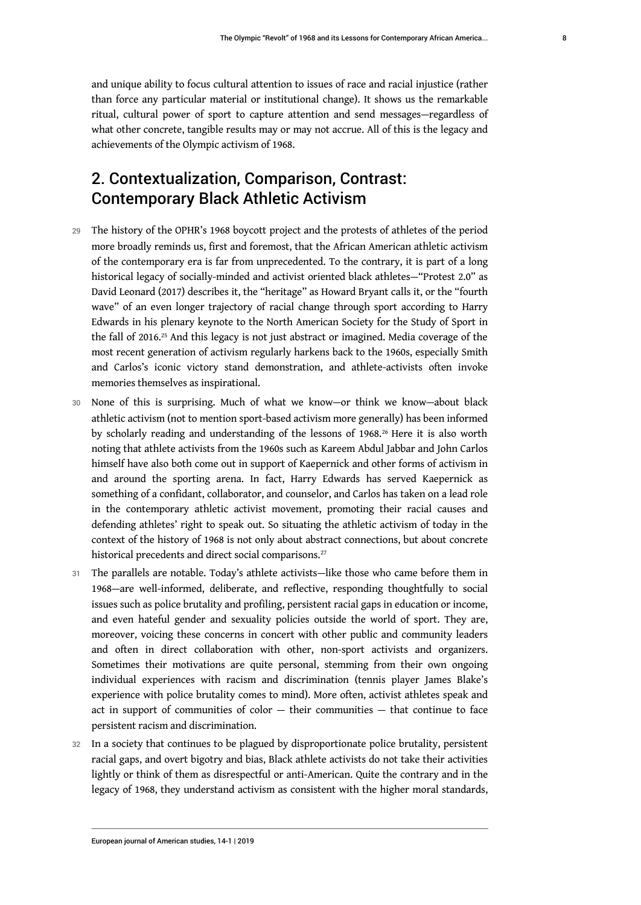and unique ability to focus cultural attention to issues of race and racial injustice (rather than force any particular material or institutional change). It shows us the remarkable ritual, cultural power of sport to capture attention and send messages—regardless of what other concrete, tangible results may or may not accrue. All of this is the legacy and achievements of the Olympic activism of 1968.

## 2. Contextualization, Comparison, Contrast: Contemporary Black Athletic Activism

29 The history of the OPHR's 1968 boycott project and the protests of athletes of the period more broadly reminds us, first and foremost, that the African American athletic activism of the contemporary era is far from unprecedented. To the contrary, it is part of a long historical legacy of socially-minded and activist oriented black athletes—"Protest 2.0" as David Leonard (2017) describes it, the "heritage" as Howard Bryant calls it, or the "fourth wave" of an even longer trajectory of racial change through sport according to Harry Edwards in his plenary keynote to the North American Society for the Study of Sport in the fall of 2016.[25] And this legacy is not just abstract or imagined. Media coverage of the most recent generation of activism regularly harkens back to the 1960s, especially Smith and Carlos's iconic victory stand demonstration, and athlete-activists often invoke memories themselves as inspirational.

30 None of this is surprising. Much of what we know—or think we know—about black athletic activism (not to mention sport-based activism more generally) has been informed by scholarly reading and understanding of the lessons of 1968.[26] Here it is also worth noting that athlete activists from the 1960s such as Kareem Abdul Jabbar and John Carlos himself have also both come out in support of Kaepernick and other forms of activism in and around the sporting arena. In fact, Harry Edwards has served Kaepernick as something of a confidant, collaborator, and counselor, and Carlos has taken on a lead role in the contemporary athletic activist movement, promoting their racial causes and defending athletes' right to speak out. So situating the athletic activism of today in the context of the history of 1968 is not only about abstract connections, but about concrete historical precedents and direct social comparisons.[27]

31 The parallels are notable. Today's athlete activists—like those who came before them in 1968—are well-informed, deliberate, and reflective, responding thoughtfully to social issues such as police brutality and profiling, persistent racial gaps in education or income, and even hateful gender and sexuality policies outside the world of sport. They are, moreover, voicing these concerns in concert with other public and community leaders and often in direct collaboration with other, non-sport activists and organizers. Sometimes their motivations are quite personal, stemming from their own ongoing individual experiences with racism and discrimination (tennis player James Blake's experience with police brutality comes to mind). More often, activist athletes speak and act in support of communities of color — their communities — that continue to face persistent racism and discrimination.

32 In a society that continues to be plagued by disproportionate police brutality, persistent racial gaps, and overt bigotry and bias, Black athlete activists do not take their activities lightly or think of them as disrespectful or anti-American. Quite the contrary and in the legacy of 1968, they understand activism as consistent with the higher moral standards,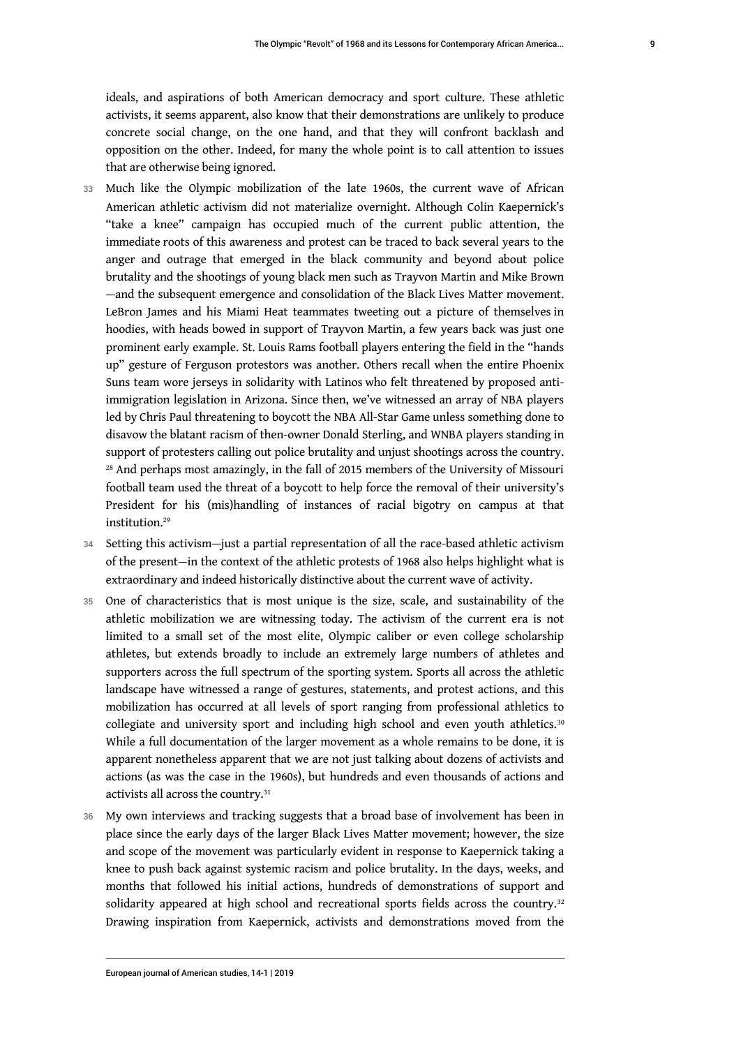ideals, and aspirations of both American democracy and sport culture. These athletic activists, it seems apparent, also know that their demonstrations are unlikely to produce concrete social change, on the one hand, and that they will confront backlash and opposition on the other. Indeed, for many the whole point is to call attention to issues that are otherwise being ignored.

33 Much like the Olympic mobilization of the late 1960s, the current wave of African American athletic activism did not materialize overnight. Although Colin Kaepernick's "take a knee" campaign has occupied much of the current public attention, the immediate roots of this awareness and protest can be traced to back several years to the anger and outrage that emerged in the black community and beyond about police brutality and the shootings of young black men such as Trayvon Martin and Mike Brown —and the subsequent emergence and consolidation of the Black Lives Matter movement. LeBron James and his Miami Heat teammates tweeting out a picture of themselves in hoodies, with heads bowed in support of Trayvon Martin, a few years back was just one prominent early example. St. Louis Rams football players entering the field in the "hands up" gesture of Ferguson protestors was another. Others recall when the entire Phoenix Suns team wore jerseys in solidarity with Latinos who felt threatened by proposed anti-immigration legislation in Arizona. Since then, we've witnessed an array of NBA players led by Chris Paul threatening to boycott the NBA All-Star Game unless something done to disavow the blatant racism of then-owner Donald Sterling, and WNBA players standing in support of protesters calling out police brutality and unjust shootings across the country.[28] And perhaps most amazingly, in the fall of 2015 members of the University of Missouri football team used the threat of a boycott to help force the removal of their university's President for his (mis)handling of instances of racial bigotry on campus at that institution.[29]

34 Setting this activism—just a partial representation of all the race-based athletic activism of the present—in the context of the athletic protests of 1968 also helps highlight what is extraordinary and indeed historically distinctive about the current wave of activity.

35 One of characteristics that is most unique is the size, scale, and sustainability of the athletic mobilization we are witnessing today. The activism of the current era is not limited to a small set of the most elite, Olympic caliber or even college scholarship athletes, but extends broadly to include an extremely large numbers of athletes and supporters across the full spectrum of the sporting system. Sports all across the athletic landscape have witnessed a range of gestures, statements, and protest actions, and this mobilization has occurred at all levels of sport ranging from professional athletics to collegiate and university sport and including high school and even youth athletics.[30] While a full documentation of the larger movement as a whole remains to be done, it is apparent nonetheless apparent that we are not just talking about dozens of activists and actions (as was the case in the 1960s), but hundreds and even thousands of actions and activists all across the country.[31]

36 My own interviews and tracking suggests that a broad base of involvement has been in place since the early days of the larger Black Lives Matter movement; however, the size and scope of the movement was particularly evident in response to Kaepernick taking a knee to push back against systemic racism and police brutality. In the days, weeks, and months that followed his initial actions, hundreds of demonstrations of support and solidarity appeared at high school and recreational sports fields across the country.[32] Drawing inspiration from Kaepernick, activists and demonstrations moved from the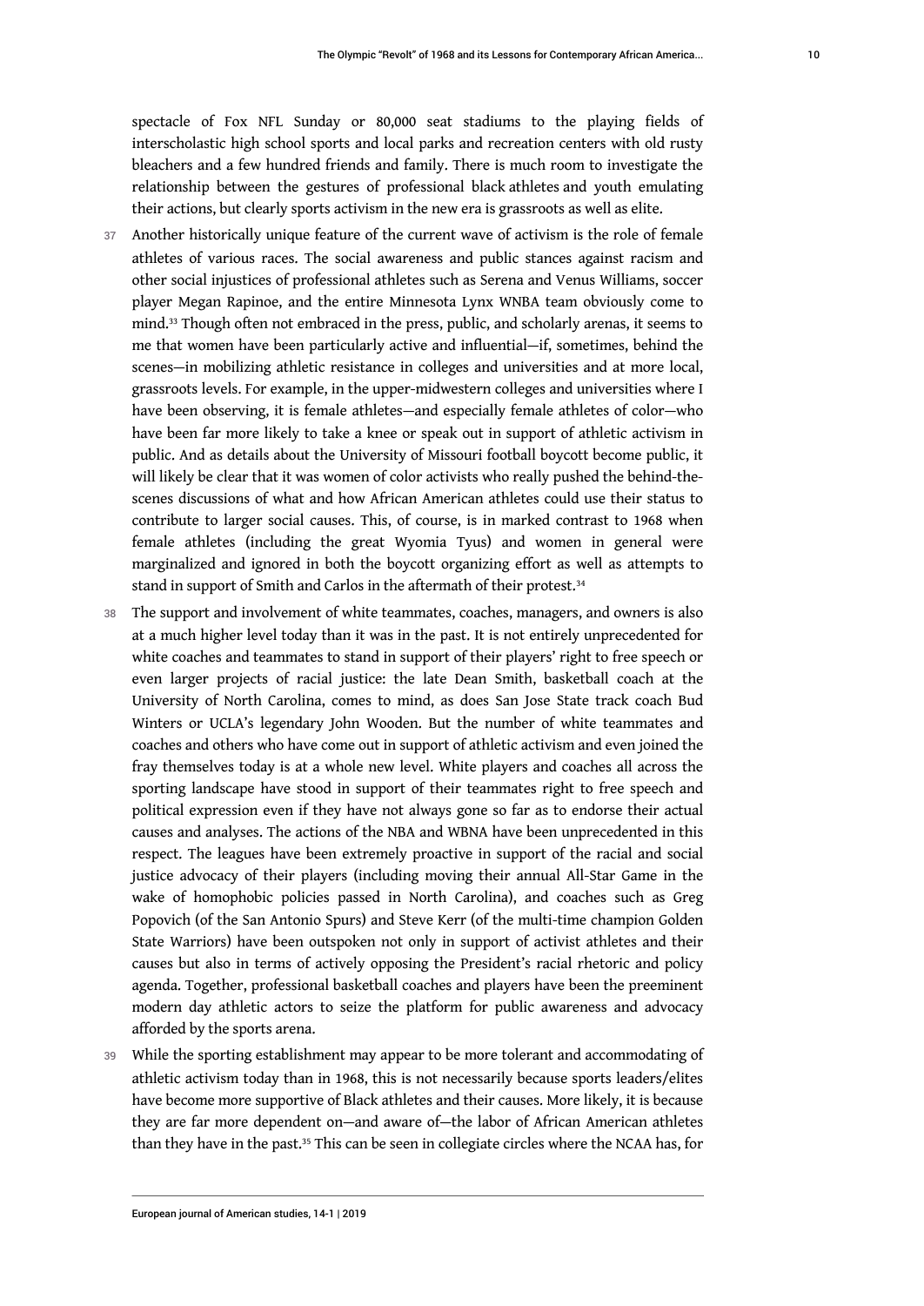spectacle of Fox NFL Sunday or 80,000 seat stadiums to the playing fields of interscholastic high school sports and local parks and recreation centers with old rusty bleachers and a few hundred friends and family. There is much room to investigate the relationship between the gestures of professional black athletes and youth emulating their actions, but clearly sports activism in the new era is grassroots as well as elite.

37 Another historically unique feature of the current wave of activism is the role of female athletes of various races. The social awareness and public stances against racism and other social injustices of professional athletes such as Serena and Venus Williams, soccer player Megan Rapinoe, and the entire Minnesota Lynx WNBA team obviously come to mind.[33] Though often not embraced in the press, public, and scholarly arenas, it seems to me that women have been particularly active and influential—if, sometimes, behind the scenes—in mobilizing athletic resistance in colleges and universities and at more local, grassroots levels. For example, in the upper-midwestern colleges and universities where I have been observing, it is female athletes—and especially female athletes of color—who have been far more likely to take a knee or speak out in support of athletic activism in public. And as details about the University of Missouri football boycott become public, it will likely be clear that it was women of color activists who really pushed the behind-the-scenes discussions of what and how African American athletes could use their status to contribute to larger social causes. This, of course, is in marked contrast to 1968 when female athletes (including the great Wyomia Tyus) and women in general were marginalized and ignored in both the boycott organizing effort as well as attempts to stand in support of Smith and Carlos in the aftermath of their protest.[34]

38 The support and involvement of white teammates, coaches, managers, and owners is also at a much higher level today than it was in the past. It is not entirely unprecedented for white coaches and teammates to stand in support of their players' right to free speech or even larger projects of racial justice: the late Dean Smith, basketball coach at the University of North Carolina, comes to mind, as does San Jose State track coach Bud Winters or UCLA's legendary John Wooden. But the number of white teammates and coaches and others who have come out in support of athletic activism and even joined the fray themselves today is at a whole new level. White players and coaches all across the sporting landscape have stood in support of their teammates right to free speech and political expression even if they have not always gone so far as to endorse their actual causes and analyses. The actions of the NBA and WBNA have been unprecedented in this respect. The leagues have been extremely proactive in support of the racial and social justice advocacy of their players (including moving their annual All-Star Game in the wake of homophobic policies passed in North Carolina), and coaches such as Greg Popovich (of the San Antonio Spurs) and Steve Kerr (of the multi-time champion Golden State Warriors) have been outspoken not only in support of activist athletes and their causes but also in terms of actively opposing the President's racial rhetoric and policy agenda. Together, professional basketball coaches and players have been the preeminent modern day athletic actors to seize the platform for public awareness and advocacy afforded by the sports arena.

39 While the sporting establishment may appear to be more tolerant and accommodating of athletic activism today than in 1968, this is not necessarily because sports leaders/elites have become more supportive of Black athletes and their causes. More likely, it is because they are far more dependent on—and aware of—the labor of African American athletes than they have in the past.[35] This can be seen in collegiate circles where the NCAA has, for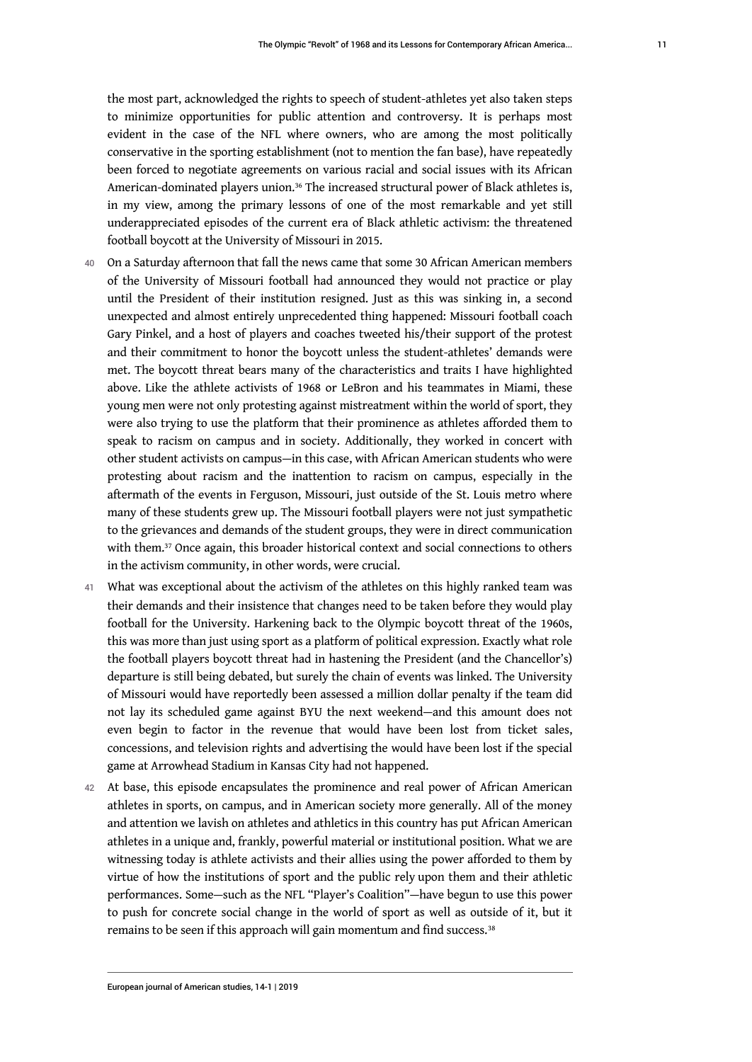the most part, acknowledged the rights to speech of student-athletes yet also taken steps to minimize opportunities for public attention and controversy. It is perhaps most evident in the case of the NFL where owners, who are among the most politically conservative in the sporting establishment (not to mention the fan base), have repeatedly been forced to negotiate agreements on various racial and social issues with its African American-dominated players union.[36] The increased structural power of Black athletes is, in my view, among the primary lessons of one of the most remarkable and yet still underappreciated episodes of the current era of Black athletic activism: the threatened football boycott at the University of Missouri in 2015.

40 On a Saturday afternoon that fall the news came that some 30 African American members of the University of Missouri football had announced they would not practice or play until the President of their institution resigned. Just as this was sinking in, a second unexpected and almost entirely unprecedented thing happened: Missouri football coach Gary Pinkel, and a host of players and coaches tweeted his/their support of the protest and their commitment to honor the boycott unless the student-athletes' demands were met. The boycott threat bears many of the characteristics and traits I have highlighted above. Like the athlete activists of 1968 or LeBron and his teammates in Miami, these young men were not only protesting against mistreatment within the world of sport, they were also trying to use the platform that their prominence as athletes afforded them to speak to racism on campus and in society. Additionally, they worked in concert with other student activists on campus—in this case, with African American students who were protesting about racism and the inattention to racism on campus, especially in the aftermath of the events in Ferguson, Missouri, just outside of the St. Louis metro where many of these students grew up. The Missouri football players were not just sympathetic to the grievances and demands of the student groups, they were in direct communication with them.[37] Once again, this broader historical context and social connections to others in the activism community, in other words, were crucial.

41 What was exceptional about the activism of the athletes on this highly ranked team was their demands and their insistence that changes need to be taken before they would play football for the University. Harkening back to the Olympic boycott threat of the 1960s, this was more than just using sport as a platform of political expression. Exactly what role the football players boycott threat had in hastening the President (and the Chancellor's) departure is still being debated, but surely the chain of events was linked. The University of Missouri would have reportedly been assessed a million dollar penalty if the team did not lay its scheduled game against BYU the next weekend—and this amount does not even begin to factor in the revenue that would have been lost from ticket sales, concessions, and television rights and advertising the would have been lost if the special game at Arrowhead Stadium in Kansas City had not happened.

42 At base, this episode encapsulates the prominence and real power of African American athletes in sports, on campus, and in American society more generally. All of the money and attention we lavish on athletes and athletics in this country has put African American athletes in a unique and, frankly, powerful material or institutional position. What we are witnessing today is athlete activists and their allies using the power afforded to them by virtue of how the institutions of sport and the public rely upon them and their athletic performances. Some—such as the NFL "Player's Coalition"—have begun to use this power to push for concrete social change in the world of sport as well as outside of it, but it remains to be seen if this approach will gain momentum and find success.[38]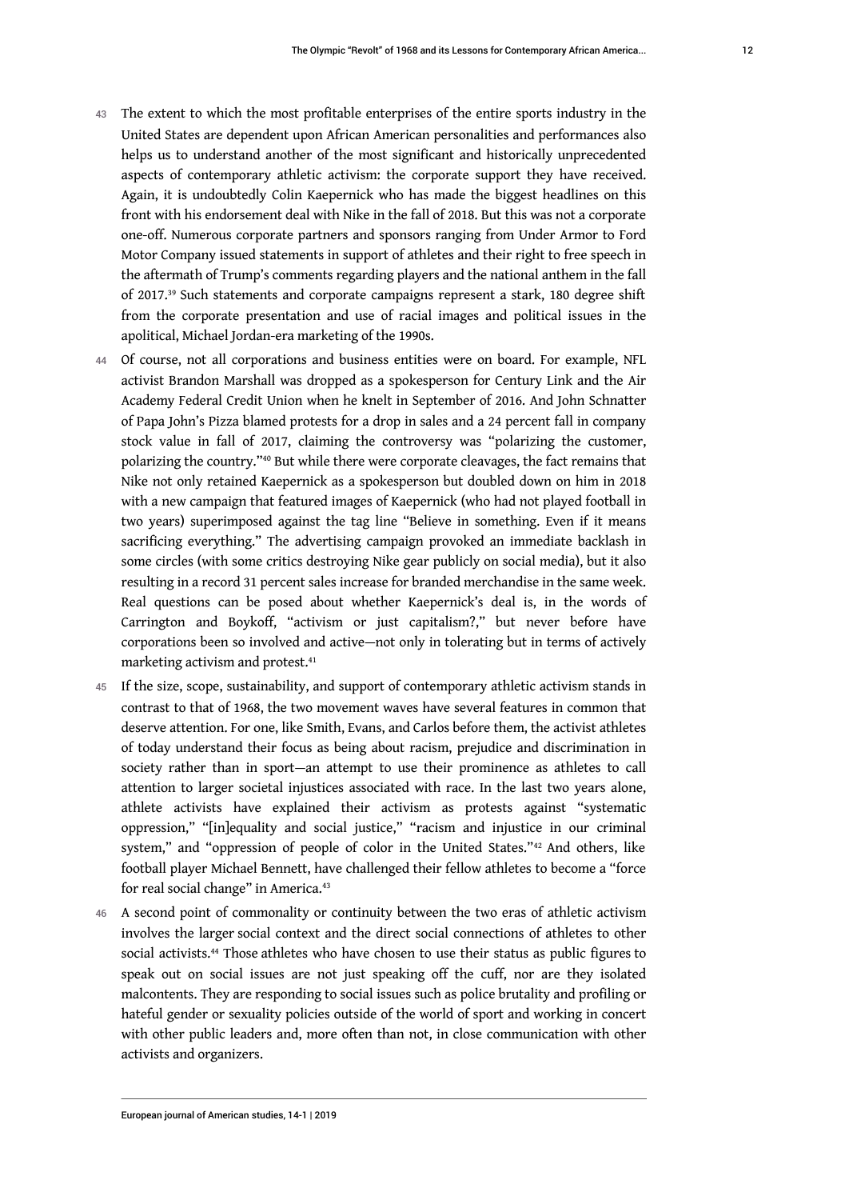43 The extent to which the most profitable enterprises of the entire sports industry in the United States are dependent upon African American personalities and performances also helps us to understand another of the most significant and historically unprecedented aspects of contemporary athletic activism: the corporate support they have received. Again, it is undoubtedly Colin Kaepernick who has made the biggest headlines on this front with his endorsement deal with Nike in the fall of 2018. But this was not a corporate one-off. Numerous corporate partners and sponsors ranging from Under Armor to Ford Motor Company issued statements in support of athletes and their right to free speech in the aftermath of Trump's comments regarding players and the national anthem in the fall of 2017.[39] Such statements and corporate campaigns represent a stark, 180 degree shift from the corporate presentation and use of racial images and political issues in the apolitical, Michael Jordan-era marketing of the 1990s.

44 Of course, not all corporations and business entities were on board. For example, NFL activist Brandon Marshall was dropped as a spokesperson for Century Link and the Air Academy Federal Credit Union when he knelt in September of 2016. And John Schnatter of Papa John's Pizza blamed protests for a drop in sales and a 24 percent fall in company stock value in fall of 2017, claiming the controversy was "polarizing the customer, polarizing the country."[40] But while there were corporate cleavages, the fact remains that Nike not only retained Kaepernick as a spokesperson but doubled down on him in 2018 with a new campaign that featured images of Kaepernick (who had not played football in two years) superimposed against the tag line "Believe in something. Even if it means sacrificing everything." The advertising campaign provoked an immediate backlash in some circles (with some critics destroying Nike gear publicly on social media), but it also resulting in a record 31 percent sales increase for branded merchandise in the same week. Real questions can be posed about whether Kaepernick's deal is, in the words of Carrington and Boykoff, "activism or just capitalism?," but never before have corporations been so involved and active—not only in tolerating but in terms of actively marketing activism and protest.[41]

45 If the size, scope, sustainability, and support of contemporary athletic activism stands in contrast to that of 1968, the two movement waves have several features in common that deserve attention. For one, like Smith, Evans, and Carlos before them, the activist athletes of today understand their focus as being about racism, prejudice and discrimination in society rather than in sport—an attempt to use their prominence as athletes to call attention to larger societal injustices associated with race. In the last two years alone, athlete activists have explained their activism as protests against "systematic oppression," "[in]equality and social justice," "racism and injustice in our criminal system," and "oppression of people of color in the United States."[42] And others, like football player Michael Bennett, have challenged their fellow athletes to become a "force for real social change" in America.[43]

46 A second point of commonality or continuity between the two eras of athletic activism involves the larger social context and the direct social connections of athletes to other social activists.[44] Those athletes who have chosen to use their status as public figures to speak out on social issues are not just speaking off the cuff, nor are they isolated malcontents. They are responding to social issues such as police brutality and profiling or hateful gender or sexuality policies outside of the world of sport and working in concert with other public leaders and, more often than not, in close communication with other activists and organizers.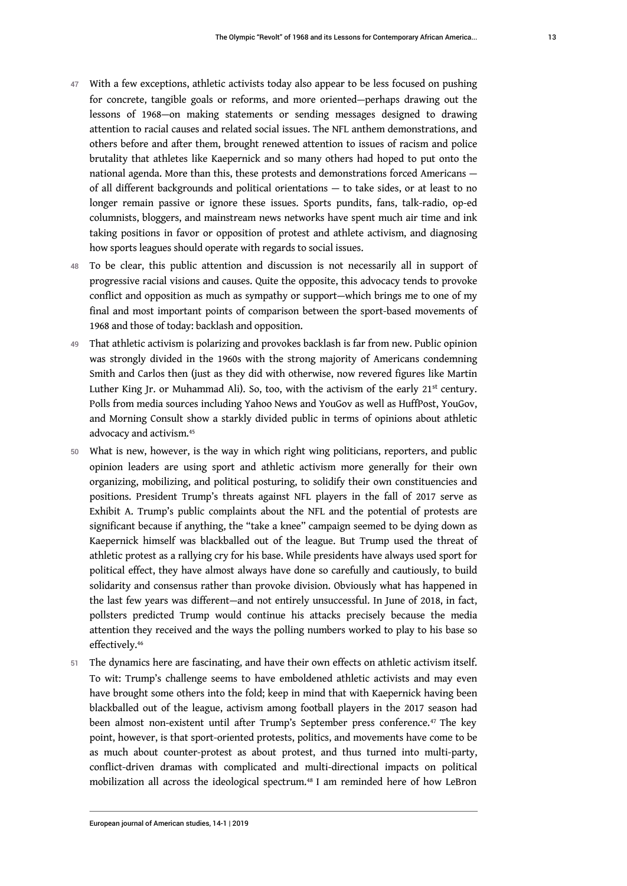47 With a few exceptions, athletic activists today also appear to be less focused on pushing for concrete, tangible goals or reforms, and more oriented—perhaps drawing out the lessons of 1968—on making statements or sending messages designed to drawing attention to racial causes and related social issues. The NFL anthem demonstrations, and others before and after them, brought renewed attention to issues of racism and police brutality that athletes like Kaepernick and so many others had hoped to put onto the national agenda. More than this, these protests and demonstrations forced Americans — of all different backgrounds and political orientations — to take sides, or at least to no longer remain passive or ignore these issues. Sports pundits, fans, talk-radio, op-ed columnists, bloggers, and mainstream news networks have spent much air time and ink taking positions in favor or opposition of protest and athlete activism, and diagnosing how sports leagues should operate with regards to social issues.

48 To be clear, this public attention and discussion is not necessarily all in support of progressive racial visions and causes. Quite the opposite, this advocacy tends to provoke conflict and opposition as much as sympathy or support—which brings me to one of my final and most important points of comparison between the sport-based movements of 1968 and those of today: backlash and opposition.

49 That athletic activism is polarizing and provokes backlash is far from new. Public opinion was strongly divided in the 1960s with the strong majority of Americans condemning Smith and Carlos then (just as they did with otherwise, now revered figures like Martin Luther King Jr. or Muhammad Ali). So, too, with the activism of the early 21st century. Polls from media sources including Yahoo News and YouGov as well as HuffPost, YouGov, and Morning Consult show a starkly divided public in terms of opinions about athletic advocacy and activism.[45]

50 What is new, however, is the way in which right wing politicians, reporters, and public opinion leaders are using sport and athletic activism more generally for their own organizing, mobilizing, and political posturing, to solidify their own constituencies and positions. President Trump's threats against NFL players in the fall of 2017 serve as Exhibit A. Trump's public complaints about the NFL and the potential of protests are significant because if anything, the "take a knee" campaign seemed to be dying down as Kaepernick himself was blackballed out of the league. But Trump used the threat of athletic protest as a rallying cry for his base. While presidents have always used sport for political effect, they have almost always have done so carefully and cautiously, to build solidarity and consensus rather than provoke division. Obviously what has happened in the last few years was different—and not entirely unsuccessful. In June of 2018, in fact, pollsters predicted Trump would continue his attacks precisely because the media attention they received and the ways the polling numbers worked to play to his base so effectively.[46]

51 The dynamics here are fascinating, and have their own effects on athletic activism itself. To wit: Trump's challenge seems to have emboldened athletic activists and may even have brought some others into the fold; keep in mind that with Kaepernick having been blackballed out of the league, activism among football players in the 2017 season had been almost non-existent until after Trump's September press conference.[47] The key point, however, is that sport-oriented protests, politics, and movements have come to be as much about counter-protest as about protest, and thus turned into multi-party, conflict-driven dramas with complicated and multi-directional impacts on political mobilization all across the ideological spectrum.[48] I am reminded here of how LeBron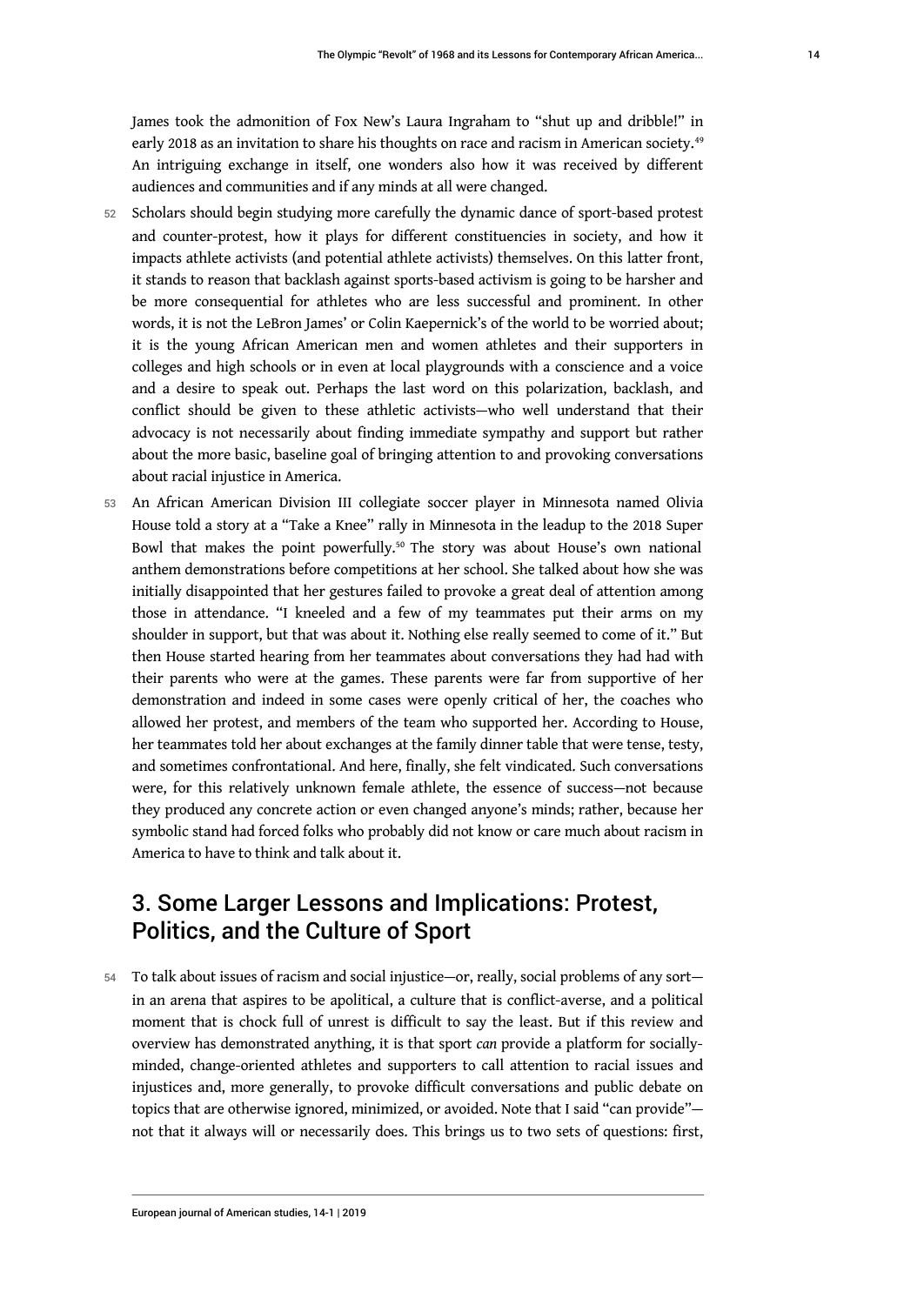James took the admonition of Fox New's Laura Ingraham to "shut up and dribble!" in early 2018 as an invitation to share his thoughts on race and racism in American society.[49] An intriguing exchange in itself, one wonders also how it was received by different audiences and communities and if any minds at all were changed.

52 Scholars should begin studying more carefully the dynamic dance of sport-based protest and counter-protest, how it plays for different constituencies in society, and how it impacts athlete activists (and potential athlete activists) themselves. On this latter front, it stands to reason that backlash against sports-based activism is going to be harsher and be more consequential for athletes who are less successful and prominent. In other words, it is not the LeBron James' or Colin Kaepernick's of the world to be worried about; it is the young African American men and women athletes and their supporters in colleges and high schools or in even at local playgrounds with a conscience and a voice and a desire to speak out. Perhaps the last word on this polarization, backlash, and conflict should be given to these athletic activists—who well understand that their advocacy is not necessarily about finding immediate sympathy and support but rather about the more basic, baseline goal of bringing attention to and provoking conversations about racial injustice in America.

53 An African American Division III collegiate soccer player in Minnesota named Olivia House told a story at a "Take a Knee" rally in Minnesota in the leadup to the 2018 Super Bowl that makes the point powerfully.[50] The story was about House's own national anthem demonstrations before competitions at her school. She talked about how she was initially disappointed that her gestures failed to provoke a great deal of attention among those in attendance. "I kneeled and a few of my teammates put their arms on my shoulder in support, but that was about it. Nothing else really seemed to come of it." But then House started hearing from her teammates about conversations they had had with their parents who were at the games. These parents were far from supportive of her demonstration and indeed in some cases were openly critical of her, the coaches who allowed her protest, and members of the team who supported her. According to House, her teammates told her about exchanges at the family dinner table that were tense, testy, and sometimes confrontational. And here, finally, she felt vindicated. Such conversations were, for this relatively unknown female athlete, the essence of success—not because they produced any concrete action or even changed anyone's minds; rather, because her symbolic stand had forced folks who probably did not know or care much about racism in America to have to think and talk about it.

## 3. Some Larger Lessons and Implications: Protest, Politics, and the Culture of Sport

54 To talk about issues of racism and social injustice—or, really, social problems of any sort—in an arena that aspires to be apolitical, a culture that is conflict-averse, and a political moment that is chock full of unrest is difficult to say the least. But if this review and overview has demonstrated anything, it is that sport *can* provide a platform for socially-minded, change-oriented athletes and supporters to call attention to racial issues and injustices and, more generally, to provoke difficult conversations and public debate on topics that are otherwise ignored, minimized, or avoided. Note that I said "can provide"—not that it always will or necessarily does. This brings us to two sets of questions: first,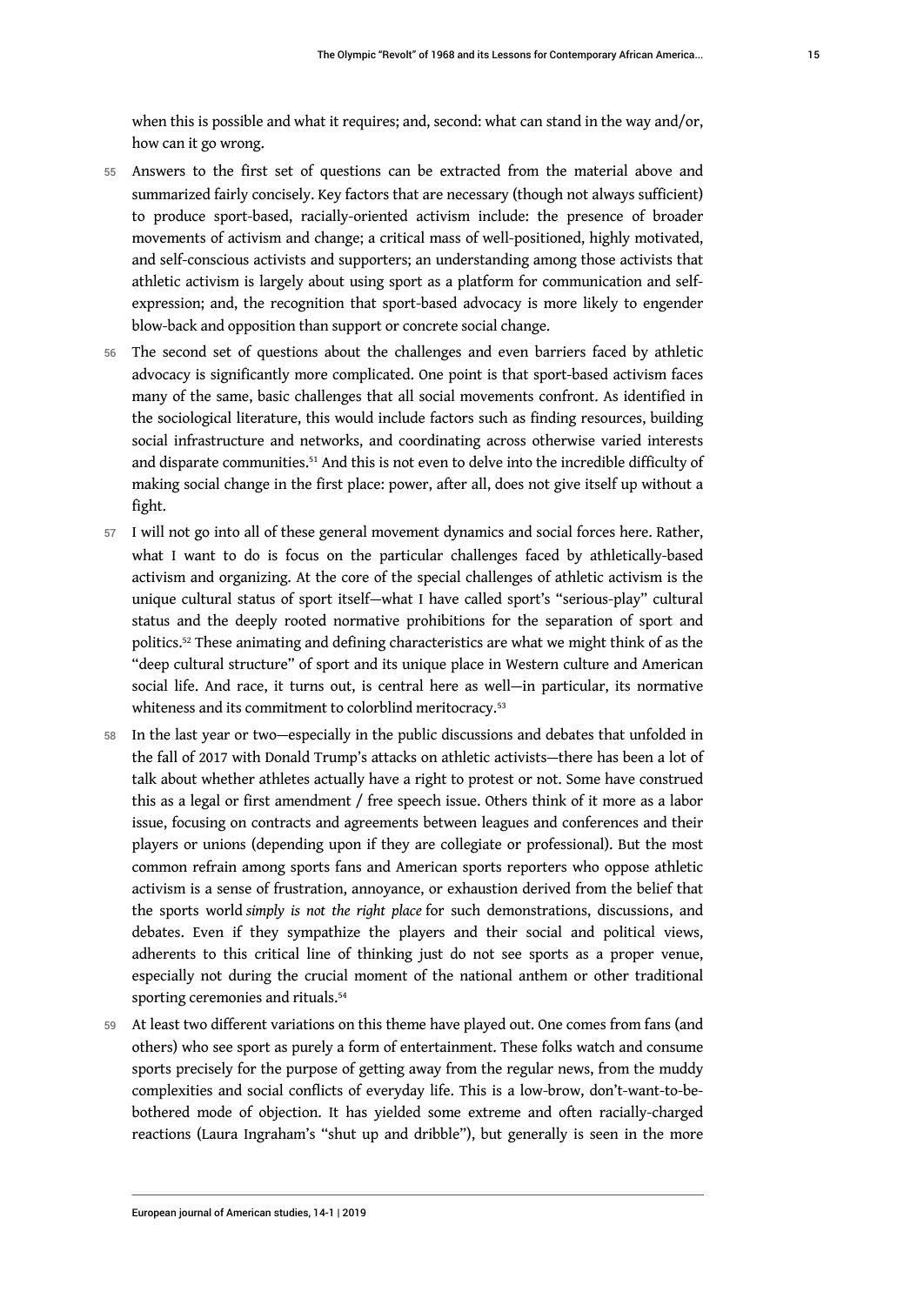when this is possible and what it requires; and, second: what can stand in the way and/or, how can it go wrong.

55 Answers to the first set of questions can be extracted from the material above and summarized fairly concisely. Key factors that are necessary (though not always sufficient) to produce sport-based, racially-oriented activism include: the presence of broader movements of activism and change; a critical mass of well-positioned, highly motivated, and self-conscious activists and supporters; an understanding among those activists that athletic activism is largely about using sport as a platform for communication and self-expression; and, the recognition that sport-based advocacy is more likely to engender blow-back and opposition than support or concrete social change.

56 The second set of questions about the challenges and even barriers faced by athletic advocacy is significantly more complicated. One point is that sport-based activism faces many of the same, basic challenges that all social movements confront. As identified in the sociological literature, this would include factors such as finding resources, building social infrastructure and networks, and coordinating across otherwise varied interests and disparate communities.[51] And this is not even to delve into the incredible difficulty of making social change in the first place: power, after all, does not give itself up without a fight.

57 I will not go into all of these general movement dynamics and social forces here. Rather, what I want to do is focus on the particular challenges faced by athletically-based activism and organizing. At the core of the special challenges of athletic activism is the unique cultural status of sport itself—what I have called sport's "serious-play" cultural status and the deeply rooted normative prohibitions for the separation of sport and politics.[52] These animating and defining characteristics are what we might think of as the "deep cultural structure" of sport and its unique place in Western culture and American social life. And race, it turns out, is central here as well—in particular, its normative whiteness and its commitment to colorblind meritocracy.[53]

58 In the last year or two—especially in the public discussions and debates that unfolded in the fall of 2017 with Donald Trump's attacks on athletic activists—there has been a lot of talk about whether athletes actually have a right to protest or not. Some have construed this as a legal or first amendment / free speech issue. Others think of it more as a labor issue, focusing on contracts and agreements between leagues and conferences and their players or unions (depending upon if they are collegiate or professional). But the most common refrain among sports fans and American sports reporters who oppose athletic activism is a sense of frustration, annoyance, or exhaustion derived from the belief that the sports world *simply is not the right place* for such demonstrations, discussions, and debates. Even if they sympathize the players and their social and political views, adherents to this critical line of thinking just do not see sports as a proper venue, especially not during the crucial moment of the national anthem or other traditional sporting ceremonies and rituals.[54]

59 At least two different variations on this theme have played out. One comes from fans (and others) who see sport as purely a form of entertainment. These folks watch and consume sports precisely for the purpose of getting away from the regular news, from the muddy complexities and social conflicts of everyday life. This is a low-brow, don't-want-to-be-bothered mode of objection. It has yielded some extreme and often racially-charged reactions (Laura Ingraham's "shut up and dribble"), but generally is seen in the more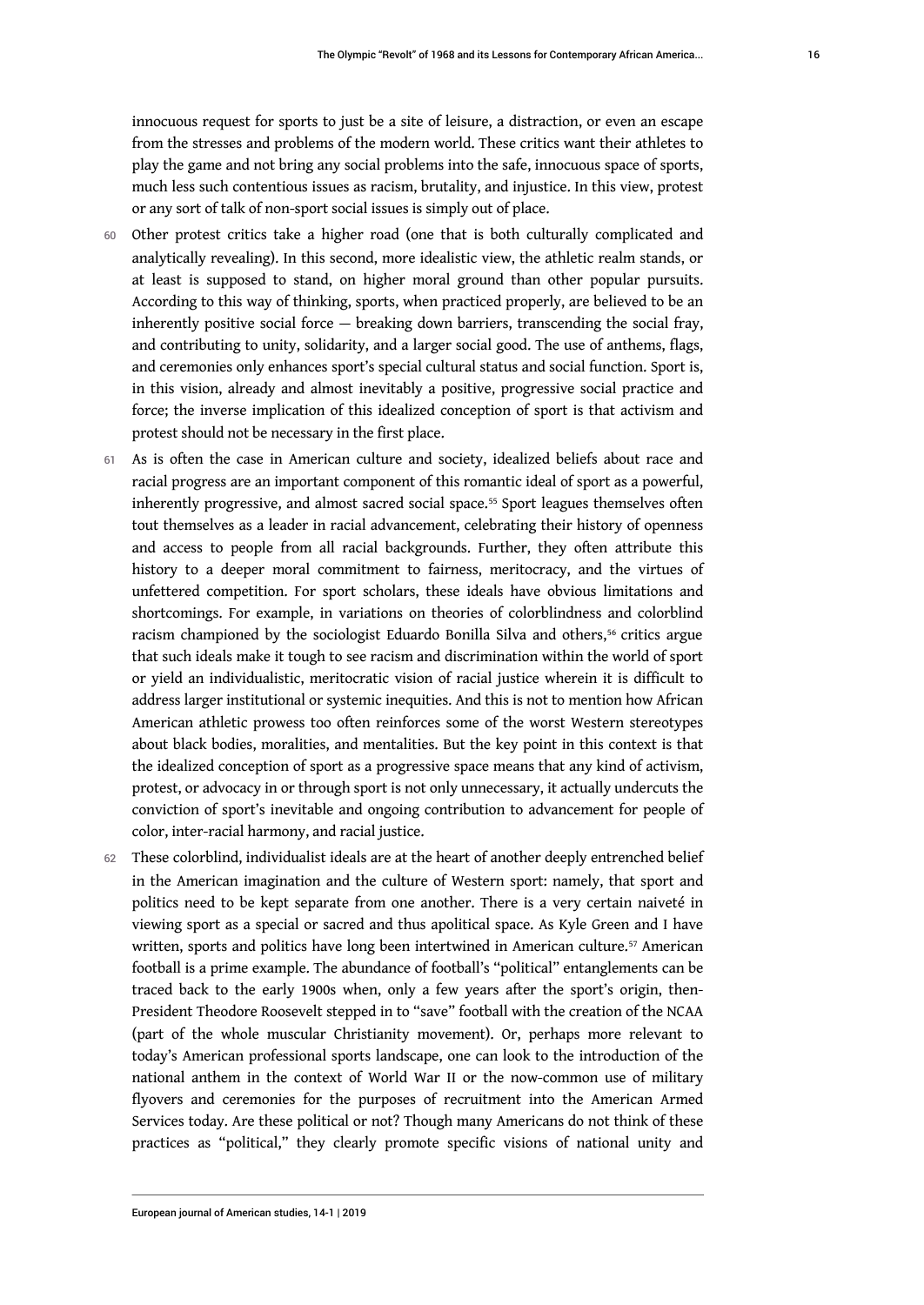innocuous request for sports to just be a site of leisure, a distraction, or even an escape from the stresses and problems of the modern world. These critics want their athletes to play the game and not bring any social problems into the safe, innocuous space of sports, much less such contentious issues as racism, brutality, and injustice. In this view, protest or any sort of talk of non-sport social issues is simply out of place.

60 Other protest critics take a higher road (one that is both culturally complicated and analytically revealing). In this second, more idealistic view, the athletic realm stands, or at least is supposed to stand, on higher moral ground than other popular pursuits. According to this way of thinking, sports, when practiced properly, are believed to be an inherently positive social force — breaking down barriers, transcending the social fray, and contributing to unity, solidarity, and a larger social good. The use of anthems, flags, and ceremonies only enhances sport's special cultural status and social function. Sport is, in this vision, already and almost inevitably a positive, progressive social practice and force; the inverse implication of this idealized conception of sport is that activism and protest should not be necessary in the first place.

61 As is often the case in American culture and society, idealized beliefs about race and racial progress are an important component of this romantic ideal of sport as a powerful, inherently progressive, and almost sacred social space.[55] Sport leagues themselves often tout themselves as a leader in racial advancement, celebrating their history of openness and access to people from all racial backgrounds. Further, they often attribute this history to a deeper moral commitment to fairness, meritocracy, and the virtues of unfettered competition. For sport scholars, these ideals have obvious limitations and shortcomings. For example, in variations on theories of colorblindness and colorblind racism championed by the sociologist Eduardo Bonilla Silva and others,[56] critics argue that such ideals make it tough to see racism and discrimination within the world of sport or yield an individualistic, meritocratic vision of racial justice wherein it is difficult to address larger institutional or systemic inequities. And this is not to mention how African American athletic prowess too often reinforces some of the worst Western stereotypes about black bodies, moralities, and mentalities. But the key point in this context is that the idealized conception of sport as a progressive space means that any kind of activism, protest, or advocacy in or through sport is not only unnecessary, it actually undercuts the conviction of sport's inevitable and ongoing contribution to advancement for people of color, inter-racial harmony, and racial justice.

62 These colorblind, individualist ideals are at the heart of another deeply entrenched belief in the American imagination and the culture of Western sport: namely, that sport and politics need to be kept separate from one another. There is a very certain naiveté in viewing sport as a special or sacred and thus apolitical space. As Kyle Green and I have written, sports and politics have long been intertwined in American culture.[57] American football is a prime example. The abundance of football's "political" entanglements can be traced back to the early 1900s when, only a few years after the sport's origin, then-President Theodore Roosevelt stepped in to "save" football with the creation of the NCAA (part of the whole muscular Christianity movement). Or, perhaps more relevant to today's American professional sports landscape, one can look to the introduction of the national anthem in the context of World War II or the now-common use of military flyovers and ceremonies for the purposes of recruitment into the American Armed Services today. Are these political or not? Though many Americans do not think of these practices as "political," they clearly promote specific visions of national unity and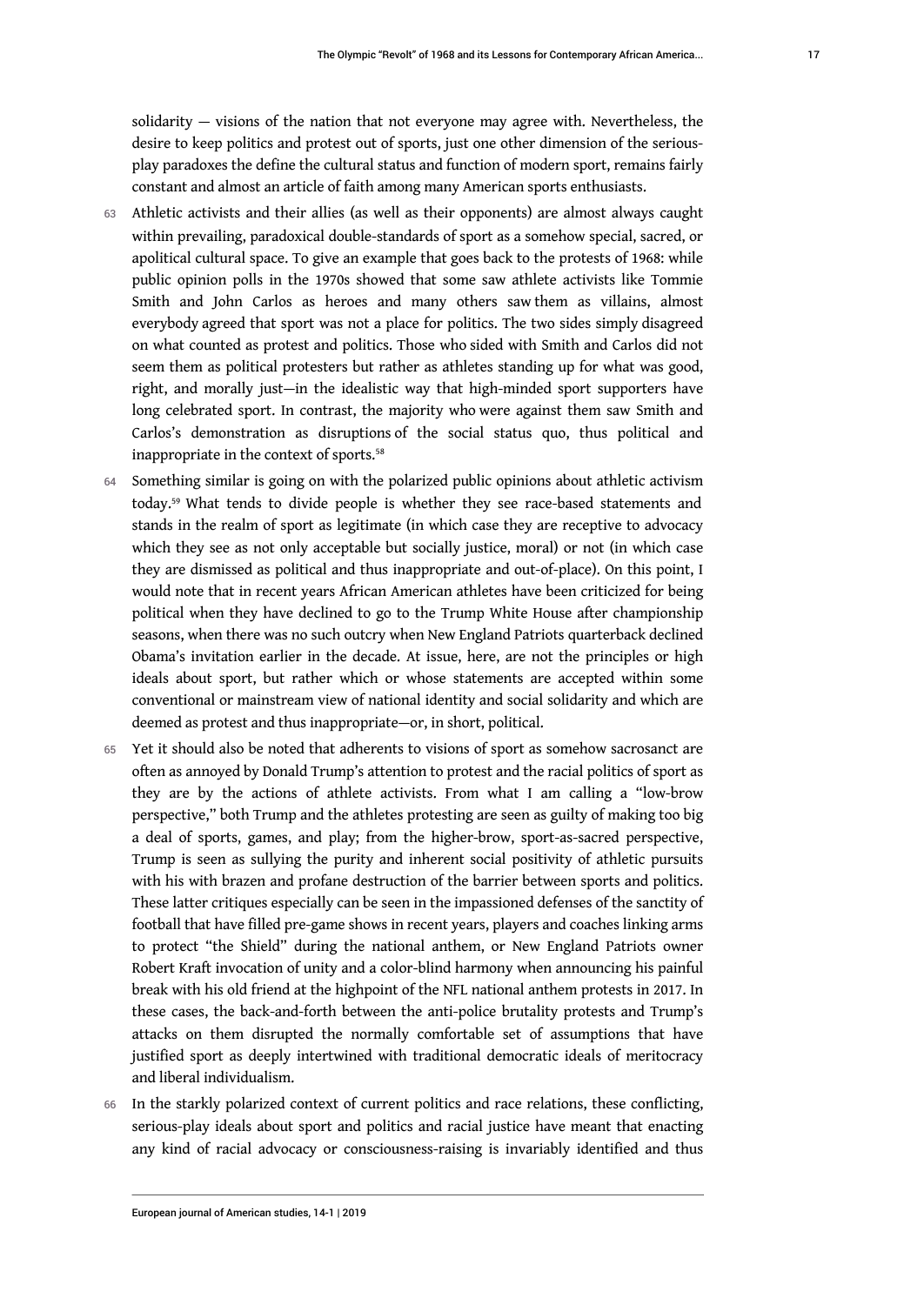solidarity — visions of the nation that not everyone may agree with. Nevertheless, the desire to keep politics and protest out of sports, just one other dimension of the serious-play paradoxes the define the cultural status and function of modern sport, remains fairly constant and almost an article of faith among many American sports enthusiasts.

63 Athletic activists and their allies (as well as their opponents) are almost always caught within prevailing, paradoxical double-standards of sport as a somehow special, sacred, or apolitical cultural space. To give an example that goes back to the protests of 1968: while public opinion polls in the 1970s showed that some saw athlete activists like Tommie Smith and John Carlos as heroes and many others saw them as villains, almost everybody agreed that sport was not a place for politics. The two sides simply disagreed on what counted as protest and politics. Those who sided with Smith and Carlos did not seem them as political protesters but rather as athletes standing up for what was good, right, and morally just—in the idealistic way that high-minded sport supporters have long celebrated sport. In contrast, the majority who were against them saw Smith and Carlos's demonstration as disruptions of the social status quo, thus political and inappropriate in the context of sports.[58]

64 Something similar is going on with the polarized public opinions about athletic activism today.[59] What tends to divide people is whether they see race-based statements and stands in the realm of sport as legitimate (in which case they are receptive to advocacy which they see as not only acceptable but socially justice, moral) or not (in which case they are dismissed as political and thus inappropriate and out-of-place). On this point, I would note that in recent years African American athletes have been criticized for being political when they have declined to go to the Trump White House after championship seasons, when there was no such outcry when New England Patriots quarterback declined Obama's invitation earlier in the decade. At issue, here, are not the principles or high ideals about sport, but rather which or whose statements are accepted within some conventional or mainstream view of national identity and social solidarity and which are deemed as protest and thus inappropriate—or, in short, political.

65 Yet it should also be noted that adherents to visions of sport as somehow sacrosanct are often as annoyed by Donald Trump's attention to protest and the racial politics of sport as they are by the actions of athlete activists. From what I am calling a "low-brow perspective," both Trump and the athletes protesting are seen as guilty of making too big a deal of sports, games, and play; from the higher-brow, sport-as-sacred perspective, Trump is seen as sullying the purity and inherent social positivity of athletic pursuits with his with brazen and profane destruction of the barrier between sports and politics. These latter critiques especially can be seen in the impassioned defenses of the sanctity of football that have filled pre-game shows in recent years, players and coaches linking arms to protect "the Shield" during the national anthem, or New England Patriots owner Robert Kraft invocation of unity and a color-blind harmony when announcing his painful break with his old friend at the highpoint of the NFL national anthem protests in 2017. In these cases, the back-and-forth between the anti-police brutality protests and Trump's attacks on them disrupted the normally comfortable set of assumptions that have justified sport as deeply intertwined with traditional democratic ideals of meritocracy and liberal individualism.

66 In the starkly polarized context of current politics and race relations, these conflicting, serious-play ideals about sport and politics and racial justice have meant that enacting any kind of racial advocacy or consciousness-raising is invariably identified and thus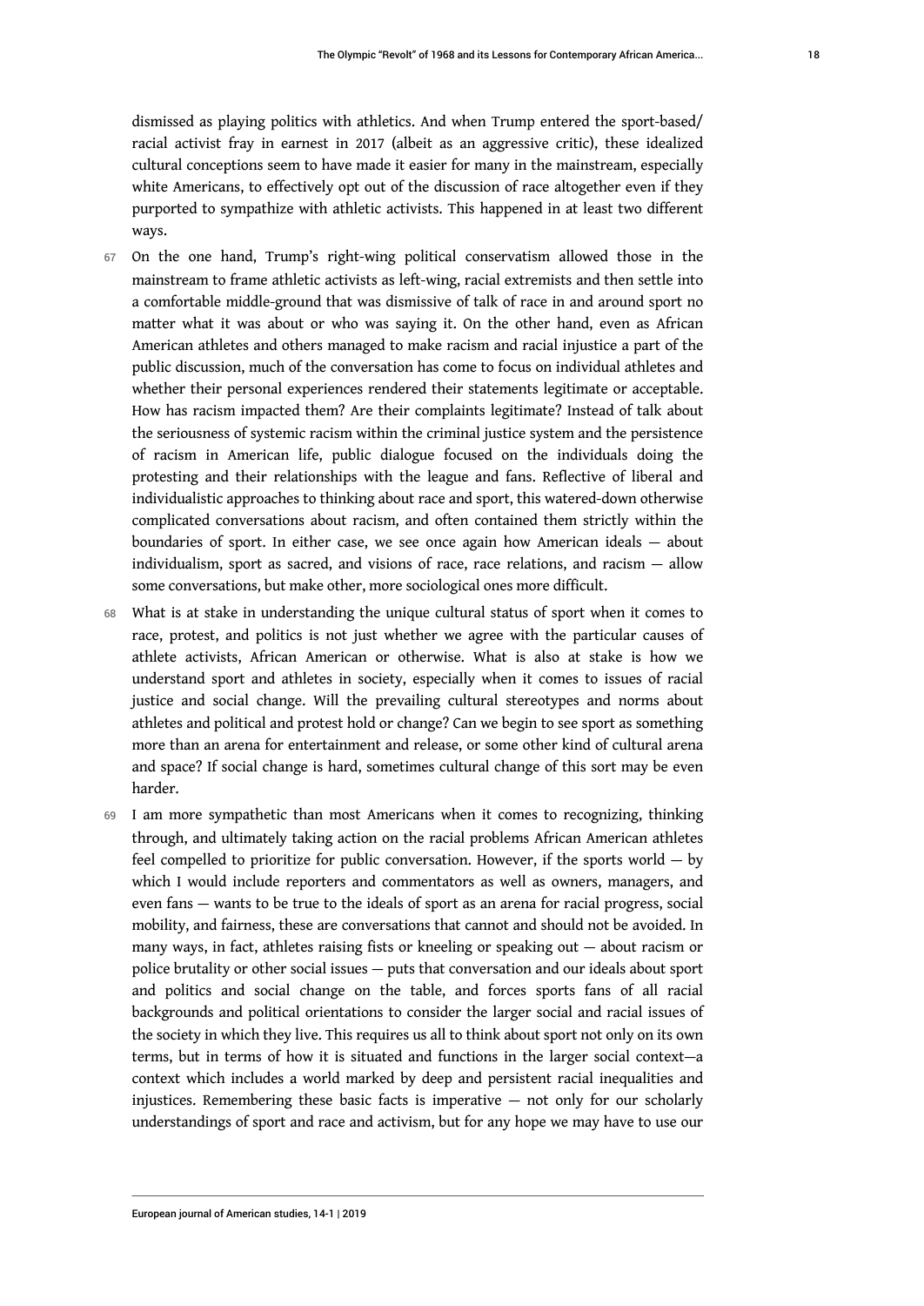dismissed as playing politics with athletics. And when Trump entered the sport-based/racial activist fray in earnest in 2017 (albeit as an aggressive critic), these idealized cultural conceptions seem to have made it easier for many in the mainstream, especially white Americans, to effectively opt out of the discussion of race altogether even if they purported to sympathize with athletic activists. This happened in at least two different ways.

67 On the one hand, Trump's right-wing political conservatism allowed those in the mainstream to frame athletic activists as left-wing, racial extremists and then settle into a comfortable middle-ground that was dismissive of talk of race in and around sport no matter what it was about or who was saying it. On the other hand, even as African American athletes and others managed to make racism and racial injustice a part of the public discussion, much of the conversation has come to focus on individual athletes and whether their personal experiences rendered their statements legitimate or acceptable. How has racism impacted them? Are their complaints legitimate? Instead of talk about the seriousness of systemic racism within the criminal justice system and the persistence of racism in American life, public dialogue focused on the individuals doing the protesting and their relationships with the league and fans. Reflective of liberal and individualistic approaches to thinking about race and sport, this watered-down otherwise complicated conversations about racism, and often contained them strictly within the boundaries of sport. In either case, we see once again how American ideals — about individualism, sport as sacred, and visions of race, race relations, and racism — allow some conversations, but make other, more sociological ones more difficult.

68 What is at stake in understanding the unique cultural status of sport when it comes to race, protest, and politics is not just whether we agree with the particular causes of athlete activists, African American or otherwise. What is also at stake is how we understand sport and athletes in society, especially when it comes to issues of racial justice and social change. Will the prevailing cultural stereotypes and norms about athletes and political and protest hold or change? Can we begin to see sport as something more than an arena for entertainment and release, or some other kind of cultural arena and space? If social change is hard, sometimes cultural change of this sort may be even harder.

69 I am more sympathetic than most Americans when it comes to recognizing, thinking through, and ultimately taking action on the racial problems African American athletes feel compelled to prioritize for public conversation. However, if the sports world — by which I would include reporters and commentators as well as owners, managers, and even fans — wants to be true to the ideals of sport as an arena for racial progress, social mobility, and fairness, these are conversations that cannot and should not be avoided. In many ways, in fact, athletes raising fists or kneeling or speaking out — about racism or police brutality or other social issues — puts that conversation and our ideals about sport and politics and social change on the table, and forces sports fans of all racial backgrounds and political orientations to consider the larger social and racial issues of the society in which they live. This requires us all to think about sport not only on its own terms, but in terms of how it is situated and functions in the larger social context—a context which includes a world marked by deep and persistent racial inequalities and injustices. Remembering these basic facts is imperative — not only for our scholarly understandings of sport and race and activism, but for any hope we may have to use our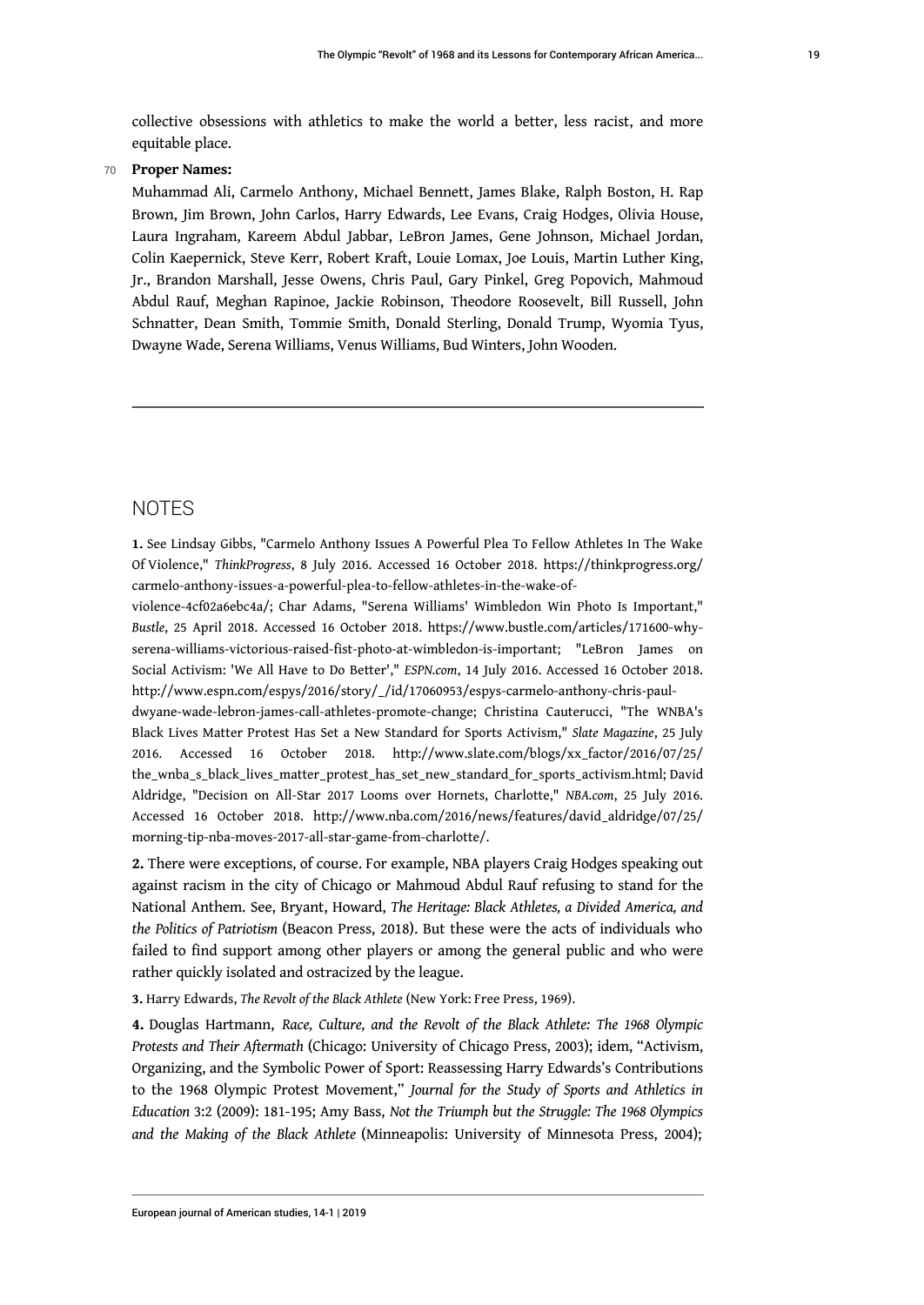collective obsessions with athletics to make the world a better, less racist, and more equitable place.

**Proper Names:**

Muhammad Ali, Carmelo Anthony, Michael Bennett, James Blake, Ralph Boston, H. Rap Brown, Jim Brown, John Carlos, Harry Edwards, Lee Evans, Craig Hodges, Olivia House, Laura Ingraham, Kareem Abdul Jabbar, LeBron James, Gene Johnson, Michael Jordan, Colin Kaepernick, Steve Kerr, Robert Kraft, Louie Lomax, Joe Louis, Martin Luther King, Jr., Brandon Marshall, Jesse Owens, Chris Paul, Gary Pinkel, Greg Popovich, Mahmoud Abdul Rauf, Meghan Rapinoe, Jackie Robinson, Theodore Roosevelt, Bill Russell, John Schnatter, Dean Smith, Tommie Smith, Donald Sterling, Donald Trump, Wyomia Tyus, Dwayne Wade, Serena Williams, Venus Williams, Bud Winters, John Wooden.

---

## NOTES

**1.** See Lindsay Gibbs, "Carmelo Anthony Issues A Powerful Plea To Fellow Athletes In The Wake Of Violence," *ThinkProgress*, 8 July 2016. Accessed 16 October 2018. https://thinkprogress.org/carmelo-anthony-issues-a-powerful-plea-to-fellow-athletes-in-the-wake-of-violence-4cf02a6ebc4a/; Char Adams, "Serena Williams' Wimbledon Win Photo Is Important," *Bustle*, 25 April 2018. Accessed 16 October 2018. https://www.bustle.com/articles/171600-why-serena-williams-victorious-raised-fist-photo-at-wimbledon-is-important; "LeBron James on Social Activism: 'We All Have to Do Better'," *ESPN.com*, 14 July 2016. Accessed 16 October 2018. http://www.espn.com/espys/2016/story/_/id/17060953/espys-carmelo-anthony-chris-paul-dwyane-wade-lebron-james-call-athletes-promote-change; Christina Cauterucci, "The WNBA's Black Lives Matter Protest Has Set a New Standard for Sports Activism," *Slate Magazine*, 25 July 2016. Accessed 16 October 2018. http://www.slate.com/blogs/xx_factor/2016/07/25/the_wnba_s_black_lives_matter_protest_has_set_new_standard_for_sports_activism.html; David Aldridge, "Decision on All-Star 2017 Looms over Hornets, Charlotte," *NBA.com*, 25 July 2016. Accessed 16 October 2018. http://www.nba.com/2016/news/features/david_aldridge/07/25/morning-tip-nba-moves-2017-all-star-game-from-charlotte/.

**2.** There were exceptions, of course. For example, NBA players Craig Hodges speaking out against racism in the city of Chicago or Mahmoud Abdul Rauf refusing to stand for the National Anthem. See, Bryant, Howard, *The Heritage: Black Athletes, a Divided America, and the Politics of Patriotism* (Beacon Press, 2018). But these were the acts of individuals who failed to find support among other players or among the general public and who were rather quickly isolated and ostracized by the league.

**3.** Harry Edwards, *The Revolt of the Black Athlete* (New York: Free Press, 1969).

**4.** Douglas Hartmann, *Race, Culture, and the Revolt of the Black Athlete: The 1968 Olympic Protests and Their Aftermath* (Chicago: University of Chicago Press, 2003); idem, "Activism, Organizing, and the Symbolic Power of Sport: Reassessing Harry Edwards's Contributions to the 1968 Olympic Protest Movement," *Journal for the Study of Sports and Athletics in Education* 3:2 (2009): 181-195; Amy Bass, *Not the Triumph but the Struggle: The 1968 Olympics and the Making of the Black Athlete* (Minneapolis: University of Minnesota Press, 2004);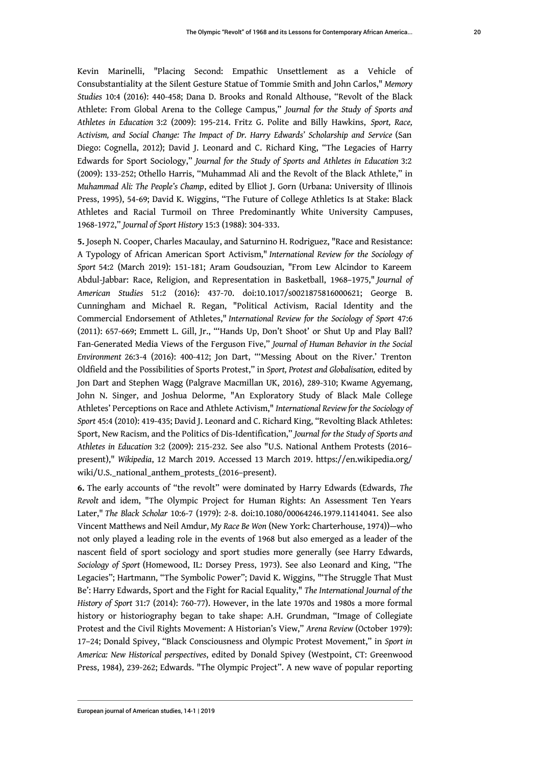Kevin Marinelli, "Placing Second: Empathic Unsettlement as a Vehicle of Consubstantiality at the Silent Gesture Statue of Tommie Smith and John Carlos," *Memory Studies* 10:4 (2016): 440-458; Dana D. Brooks and Ronald Althouse, "Revolt of the Black Athlete: From Global Arena to the College Campus," *Journal for the Study of Sports and Athletes in Education* 3:2 (2009): 195-214. Fritz G. Polite and Billy Hawkins, *Sport, Race, Activism, and Social Change: The Impact of Dr. Harry Edwards' Scholarship and Service* (San Diego: Cognella, 2012); David J. Leonard and C. Richard King, "The Legacies of Harry Edwards for Sport Sociology," *Journal for the Study of Sports and Athletes in Education* 3:2 (2009): 133-252; Othello Harris, "Muhammad Ali and the Revolt of the Black Athlete," in *Muhammad Ali: The People's Champ*, edited by Elliot J. Gorn (Urbana: University of Illinois Press, 1995), 54-69; David K. Wiggins, "The Future of College Athletics Is at Stake: Black Athletes and Racial Turmoil on Three Predominantly White University Campuses, 1968-1972," *Journal of Sport History* 15:3 (1988): 304-333.

**5.** Joseph N. Cooper, Charles Macaulay, and Saturnino H. Rodriguez, "Race and Resistance: A Typology of African American Sport Activism," *International Review for the Sociology of Sport* 54:2 (March 2019): 151-181; Aram Goudsouzian, "From Lew Alcindor to Kareem Abdul-Jabbar: Race, Religion, and Representation in Basketball, 1968–1975," *Journal of American Studies* 51:2 (2016): 437-70. doi:10.1017/s0021875816000621; George B. Cunningham and Michael R. Regan, "Political Activism, Racial Identity and the Commercial Endorsement of Athletes," *International Review for the Sociology of Sport* 47:6 (2011): 657-669; Emmett L. Gill, Jr., "'Hands Up, Don't Shoot' or Shut Up and Play Ball? Fan-Generated Media Views of the Ferguson Five," *Journal of Human Behavior in the Social Environment* 26:3-4 (2016): 400-412; Jon Dart, "'Messing About on the River.' Trenton Oldfield and the Possibilities of Sports Protest," in *Sport, Protest and Globalisation,* edited by Jon Dart and Stephen Wagg (Palgrave Macmillan UK, 2016), 289-310; Kwame Agyemang, John N. Singer, and Joshua Delorme, "An Exploratory Study of Black Male College Athletes' Perceptions on Race and Athlete Activism," *International Review for the Sociology of Sport* 45:4 (2010): 419-435; David J. Leonard and C. Richard King, "Revolting Black Athletes: Sport, New Racism, and the Politics of Dis-Identification," *Journal for the Study of Sports and Athletes in Education* 3:2 (2009): 215-232. See also "U.S. National Anthem Protests (2016–present)," *Wikipedia*, 12 March 2019. Accessed 13 March 2019. https://en.wikipedia.org/wiki/U.S._national_anthem_protests_(2016–present).

**6.** The early accounts of "the revolt" were dominated by Harry Edwards (Edwards, *The Revolt* and idem, "The Olympic Project for Human Rights: An Assessment Ten Years Later," *The Black Scholar* 10:6-7 (1979): 2-8. doi:10.1080/00064246.1979.11414041. See also Vincent Matthews and Neil Amdur, *My Race Be Won* (New York: Charterhouse, 1974))—who not only played a leading role in the events of 1968 but also emerged as a leader of the nascent field of sport sociology and sport studies more generally (see Harry Edwards, *Sociology of Sport* (Homewood, IL: Dorsey Press, 1973). See also Leonard and King, "The Legacies"; Hartmann, "The Symbolic Power"; David K. Wiggins, "'The Struggle That Must Be': Harry Edwards, Sport and the Fight for Racial Equality," *The International Journal of the History of Sport* 31:7 (2014): 760-77). However, in the late 1970s and 1980s a more formal history or historiography began to take shape: A.H. Grundman, "Image of Collegiate Protest and the Civil Rights Movement: A Historian's View," *Arena Review* (October 1979): 17–24; Donald Spivey, "Black Consciousness and Olympic Protest Movement," in *Sport in America: New Historical perspectives*, edited by Donald Spivey (Westpoint, CT: Greenwood Press, 1984), 239-262; Edwards. "The Olympic Project". A new wave of popular reporting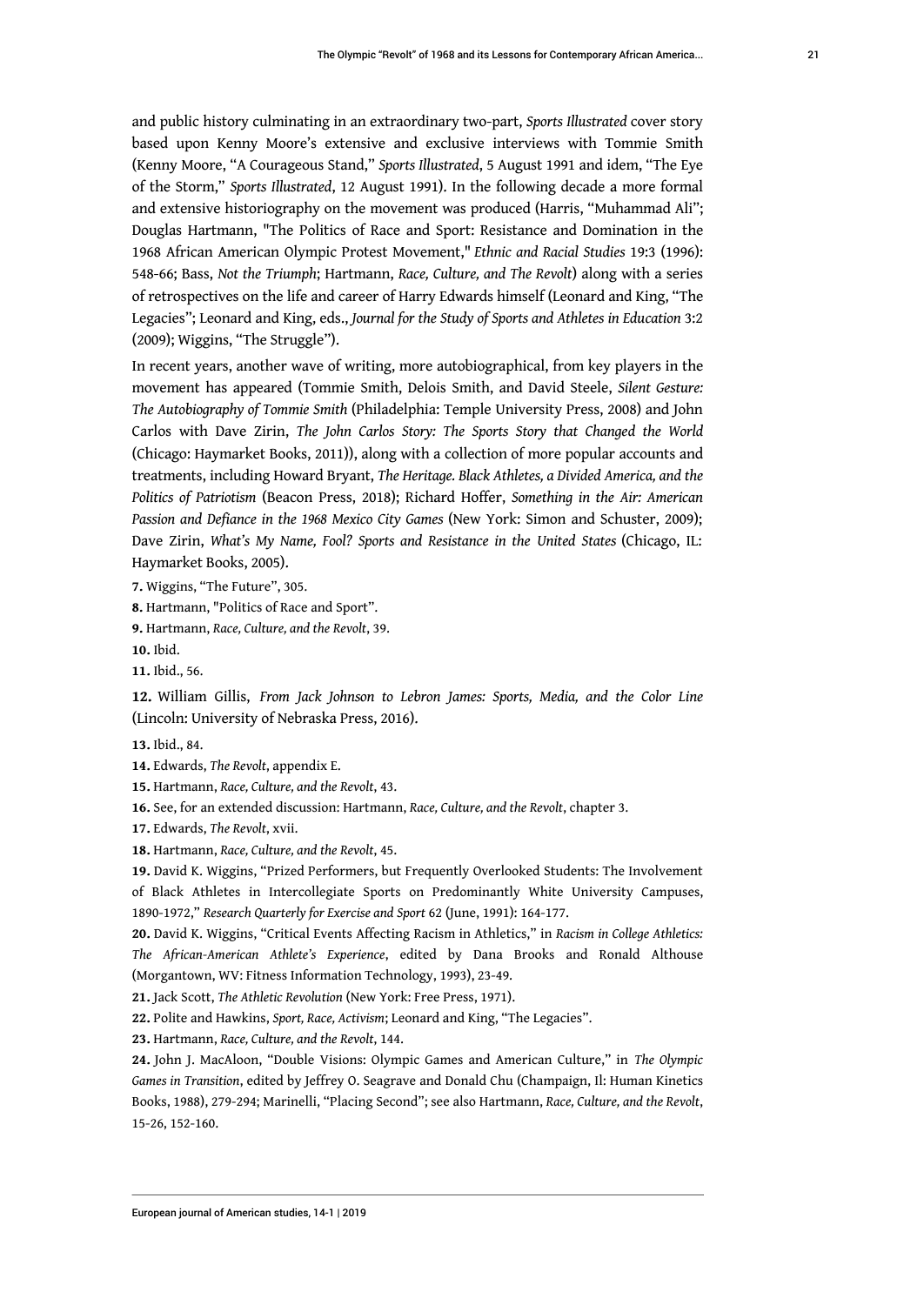and public history culminating in an extraordinary two-part, *Sports Illustrated* cover story based upon Kenny Moore's extensive and exclusive interviews with Tommie Smith (Kenny Moore, "A Courageous Stand," *Sports Illustrated*, 5 August 1991 and idem, "The Eye of the Storm," *Sports Illustrated*, 12 August 1991). In the following decade a more formal and extensive historiography on the movement was produced (Harris, "Muhammad Ali"; Douglas Hartmann, "The Politics of Race and Sport: Resistance and Domination in the 1968 African American Olympic Protest Movement," *Ethnic and Racial Studies* 19:3 (1996): 548-66; Bass, *Not the Triumph*; Hartmann, *Race, Culture, and The Revolt*) along with a series of retrospectives on the life and career of Harry Edwards himself (Leonard and King, "The Legacies"; Leonard and King, eds., *Journal for the Study of Sports and Athletes in Education* 3:2 (2009); Wiggins, "The Struggle").

In recent years, another wave of writing, more autobiographical, from key players in the movement has appeared (Tommie Smith, Delois Smith, and David Steele, *Silent Gesture: The Autobiography of Tommie Smith* (Philadelphia: Temple University Press, 2008) and John Carlos with Dave Zirin, *The John Carlos Story: The Sports Story that Changed the World* (Chicago: Haymarket Books, 2011)), along with a collection of more popular accounts and treatments, including Howard Bryant, *The Heritage. Black Athletes, a Divided America, and the Politics of Patriotism* (Beacon Press, 2018); Richard Hoffer, *Something in the Air: American Passion and Defiance in the 1968 Mexico City Games* (New York: Simon and Schuster, 2009); Dave Zirin, *What's My Name, Fool? Sports and Resistance in the United States* (Chicago, IL: Haymarket Books, 2005).

**7.** Wiggins, "The Future", 305.

**8.** Hartmann, "Politics of Race and Sport".

**9.** Hartmann, *Race, Culture, and the Revolt*, 39.

**10.** Ibid.

**11.** Ibid., 56.

**12.** William Gillis, *From Jack Johnson to Lebron James: Sports, Media, and the Color Line* (Lincoln: University of Nebraska Press, 2016).

**13.** Ibid., 84.

**14.** Edwards, *The Revolt*, appendix E.

**15.** Hartmann, *Race, Culture, and the Revolt*, 43.

**16.** See, for an extended discussion: Hartmann, *Race, Culture, and the Revolt*, chapter 3.

**17.** Edwards, *The Revolt*, xvii.

**18.** Hartmann, *Race, Culture, and the Revolt*, 45.

**19.** David K. Wiggins, "Prized Performers, but Frequently Overlooked Students: The Involvement of Black Athletes in Intercollegiate Sports on Predominantly White University Campuses, 1890-1972," *Research Quarterly for Exercise and Sport* 62 (June, 1991): 164-177.

**20.** David K. Wiggins, "Critical Events Affecting Racism in Athletics," in *Racism in College Athletics: The African-American Athlete's Experience*, edited by Dana Brooks and Ronald Althouse (Morgantown, WV: Fitness Information Technology, 1993), 23-49.

**21.** Jack Scott, *The Athletic Revolution* (New York: Free Press, 1971).

**22.** Polite and Hawkins, *Sport, Race, Activism*; Leonard and King, "The Legacies".

**23.** Hartmann, *Race, Culture, and the Revolt*, 144.

**24.** John J. MacAloon, "Double Visions: Olympic Games and American Culture," in *The Olympic Games in Transition*, edited by Jeffrey O. Seagrave and Donald Chu (Champaign, Il: Human Kinetics Books, 1988), 279-294; Marinelli, "Placing Second"; see also Hartmann, *Race, Culture, and the Revolt*, 15-26, 152-160.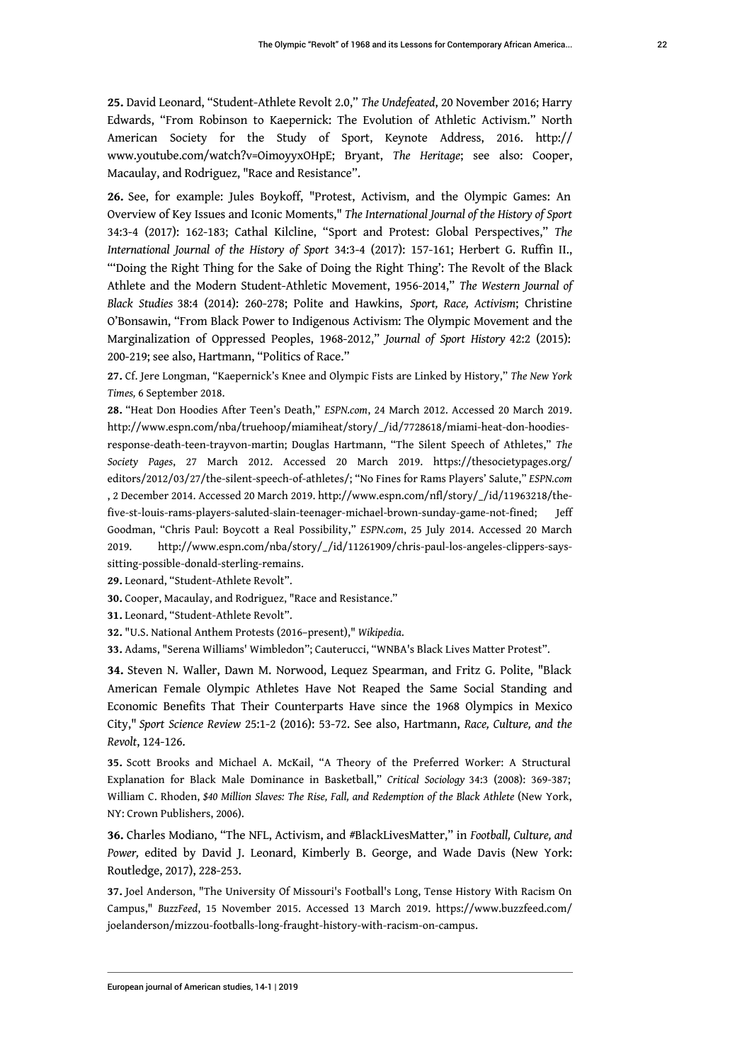**25.** David Leonard, "Student-Athlete Revolt 2.0," *The Undefeated*, 20 November 2016; Harry Edwards, "From Robinson to Kaepernick: The Evolution of Athletic Activism." North American Society for the Study of Sport, Keynote Address, 2016. http://www.youtube.com/watch?v=OimoyyxOHpE; Bryant, *The Heritage*; see also: Cooper, Macaulay, and Rodriguez, "Race and Resistance".

**26.** See, for example: Jules Boykoff, "Protest, Activism, and the Olympic Games: An Overview of Key Issues and Iconic Moments," *The International Journal of the History of Sport* 34:3-4 (2017): 162-183; Cathal Kilcline, "Sport and Protest: Global Perspectives," *The International Journal of the History of Sport* 34:3-4 (2017): 157-161; Herbert G. Ruffin II., "'Doing the Right Thing for the Sake of Doing the Right Thing': The Revolt of the Black Athlete and the Modern Student-Athletic Movement, 1956-2014," *The Western Journal of Black Studies* 38:4 (2014): 260-278; Polite and Hawkins, *Sport, Race, Activism*; Christine O'Bonsawin, "From Black Power to Indigenous Activism: The Olympic Movement and the Marginalization of Oppressed Peoples, 1968-2012," *Journal of Sport History* 42:2 (2015): 200-219; see also, Hartmann, "Politics of Race."

**27.** Cf. Jere Longman, "Kaepernick's Knee and Olympic Fists are Linked by History," *The New York Times,* 6 September 2018.

**28.** "Heat Don Hoodies After Teen's Death," *ESPN.com*, 24 March 2012. Accessed 20 March 2019. http://www.espn.com/nba/truehoop/miamiheat/story/_/id/7728618/miami-heat-don-hoodies-response-death-teen-trayvon-martin; Douglas Hartmann, "The Silent Speech of Athletes," *The Society Pages*, 27 March 2012. Accessed 20 March 2019. https://thesocietypages.org/editors/2012/03/27/the-silent-speech-of-athletes/; "No Fines for Rams Players' Salute," *ESPN.com*, 2 December 2014. Accessed 20 March 2019. http://www.espn.com/nfl/story/_/id/11963218/the-five-st-louis-rams-players-saluted-slain-teenager-michael-brown-sunday-game-not-fined; Jeff Goodman, "Chris Paul: Boycott a Real Possibility," *ESPN.com*, 25 July 2014. Accessed 20 March 2019. http://www.espn.com/nba/story/_/id/11261909/chris-paul-los-angeles-clippers-says-sitting-possible-donald-sterling-remains.

**29.** Leonard, "Student-Athlete Revolt".

**30.** Cooper, Macaulay, and Rodriguez, "Race and Resistance."

**31.** Leonard, "Student-Athlete Revolt".

**32.** "U.S. National Anthem Protests (2016–present)," *Wikipedia*.

**33.** Adams, "Serena Williams' Wimbledon"; Cauterucci, "WNBA's Black Lives Matter Protest".

**34.** Steven N. Waller, Dawn M. Norwood, Lequez Spearman, and Fritz G. Polite, "Black American Female Olympic Athletes Have Not Reaped the Same Social Standing and Economic Benefits That Their Counterparts Have since the 1968 Olympics in Mexico City," *Sport Science Review* 25:1-2 (2016): 53-72. See also, Hartmann, *Race, Culture, and the Revolt*, 124-126.

**35.** Scott Brooks and Michael A. McKail, "A Theory of the Preferred Worker: A Structural Explanation for Black Male Dominance in Basketball," *Critical Sociology* 34:3 (2008): 369-387; William C. Rhoden, *$40 Million Slaves: The Rise, Fall, and Redemption of the Black Athlete* (New York, NY: Crown Publishers, 2006).

**36.** Charles Modiano, "The NFL, Activism, and #BlackLivesMatter," in *Football, Culture, and Power,* edited by David J. Leonard, Kimberly B. George, and Wade Davis (New York: Routledge, 2017), 228-253.

**37.** Joel Anderson, "The University Of Missouri's Football's Long, Tense History With Racism On Campus," *BuzzFeed*, 15 November 2015. Accessed 13 March 2019. https://www.buzzfeed.com/joelanderson/mizzou-footballs-long-fraught-history-with-racism-on-campus.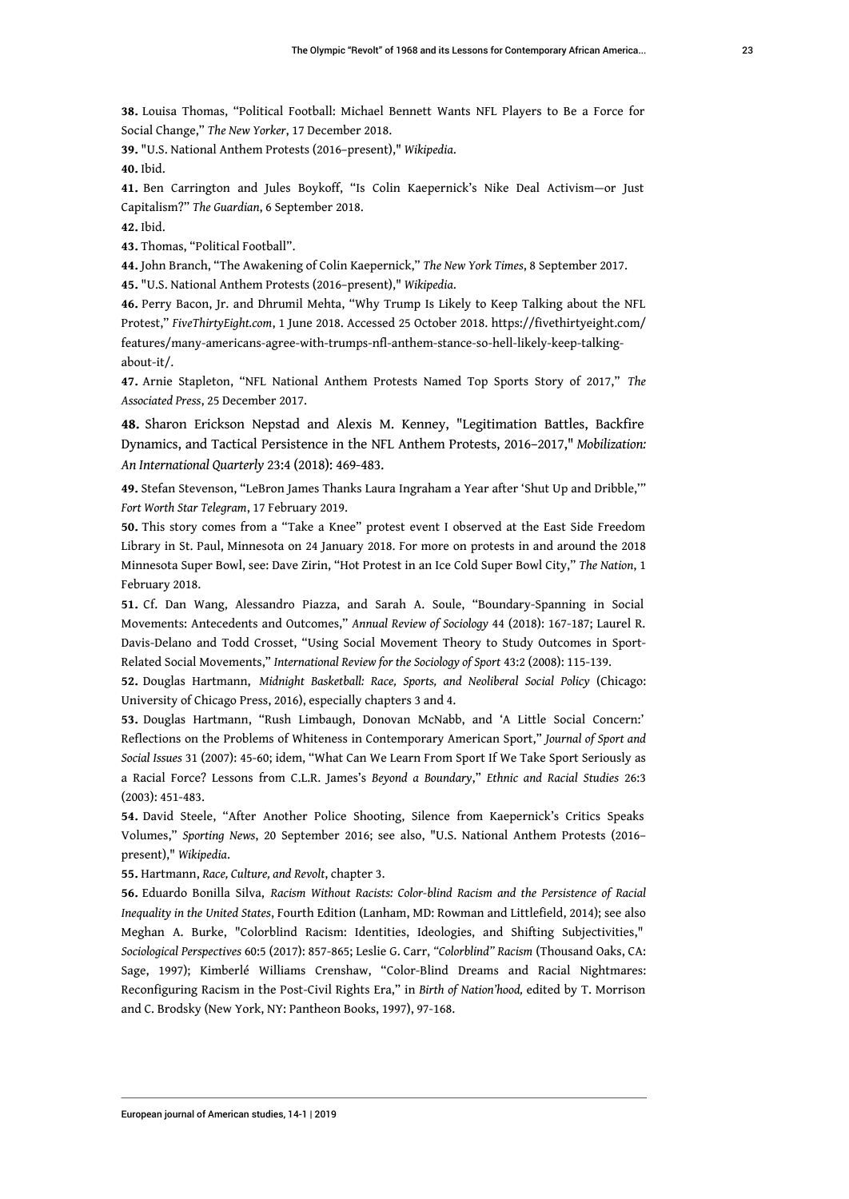**38.** Louisa Thomas, "Political Football: Michael Bennett Wants NFL Players to Be a Force for Social Change," *The New Yorker*, 17 December 2018.

**39.** "U.S. National Anthem Protests (2016–present)," *Wikipedia*.

**40.** Ibid.

**41.** Ben Carrington and Jules Boykoff, "Is Colin Kaepernick's Nike Deal Activism—or Just Capitalism?" *The Guardian*, 6 September 2018.

**42.** Ibid.

**43.** Thomas, "Political Football".

**44.** John Branch, "The Awakening of Colin Kaepernick," *The New York Times*, 8 September 2017.

**45.** "U.S. National Anthem Protests (2016–present)," *Wikipedia*.

**46.** Perry Bacon, Jr. and Dhrumil Mehta, "Why Trump Is Likely to Keep Talking about the NFL Protest," *FiveThirtyEight.com*, 1 June 2018. Accessed 25 October 2018. https://fivethirtyeight.com/features/many-americans-agree-with-trumps-nfl-anthem-stance-so-hell-likely-keep-talking-about-it/.

**47.** Arnie Stapleton, "NFL National Anthem Protests Named Top Sports Story of 2017," *The Associated Press*, 25 December 2017.

**48.** Sharon Erickson Nepstad and Alexis M. Kenney, "Legitimation Battles, Backfire Dynamics, and Tactical Persistence in the NFL Anthem Protests, 2016–2017," *Mobilization: An International Quarterly* 23:4 (2018): 469-483.

**49.** Stefan Stevenson, "LeBron James Thanks Laura Ingraham a Year after 'Shut Up and Dribble,'" *Fort Worth Star Telegram*, 17 February 2019.

**50.** This story comes from a "Take a Knee" protest event I observed at the East Side Freedom Library in St. Paul, Minnesota on 24 January 2018. For more on protests in and around the 2018 Minnesota Super Bowl, see: Dave Zirin, "Hot Protest in an Ice Cold Super Bowl City," *The Nation*, 1 February 2018.

**51.** Cf. Dan Wang, Alessandro Piazza, and Sarah A. Soule, "Boundary-Spanning in Social Movements: Antecedents and Outcomes," *Annual Review of Sociology* 44 (2018): 167-187; Laurel R. Davis-Delano and Todd Crosset, "Using Social Movement Theory to Study Outcomes in Sport-Related Social Movements," *International Review for the Sociology of Sport* 43:2 (2008): 115-139.

**52.** Douglas Hartmann, *Midnight Basketball: Race, Sports, and Neoliberal Social Policy* (Chicago: University of Chicago Press, 2016), especially chapters 3 and 4.

**53.** Douglas Hartmann, "Rush Limbaugh, Donovan McNabb, and 'A Little Social Concern:' Reflections on the Problems of Whiteness in Contemporary American Sport," *Journal of Sport and Social Issues* 31 (2007): 45-60; idem, "What Can We Learn From Sport If We Take Sport Seriously as a Racial Force? Lessons from C.L.R. James's *Beyond a Boundary*," *Ethnic and Racial Studies* 26:3 (2003): 451-483.

**54.** David Steele, "After Another Police Shooting, Silence from Kaepernick's Critics Speaks Volumes," *Sporting News*, 20 September 2016; see also, "U.S. National Anthem Protests (2016–present)," *Wikipedia*.

**55.** Hartmann, *Race, Culture, and Revolt*, chapter 3.

**56.** Eduardo Bonilla Silva, *Racism Without Racists: Color-blind Racism and the Persistence of Racial Inequality in the United States*, Fourth Edition (Lanham, MD: Rowman and Littlefield, 2014); see also Meghan A. Burke, "Colorblind Racism: Identities, Ideologies, and Shifting Subjectivities," *Sociological Perspectives* 60:5 (2017): 857-865; Leslie G. Carr, *"Colorblind" Racism* (Thousand Oaks, CA: Sage, 1997); Kimberlé Williams Crenshaw, "Color-Blind Dreams and Racial Nightmares: Reconfiguring Racism in the Post-Civil Rights Era," in *Birth of Nation'hood,* edited by T. Morrison and C. Brodsky (New York, NY: Pantheon Books, 1997), 97-168.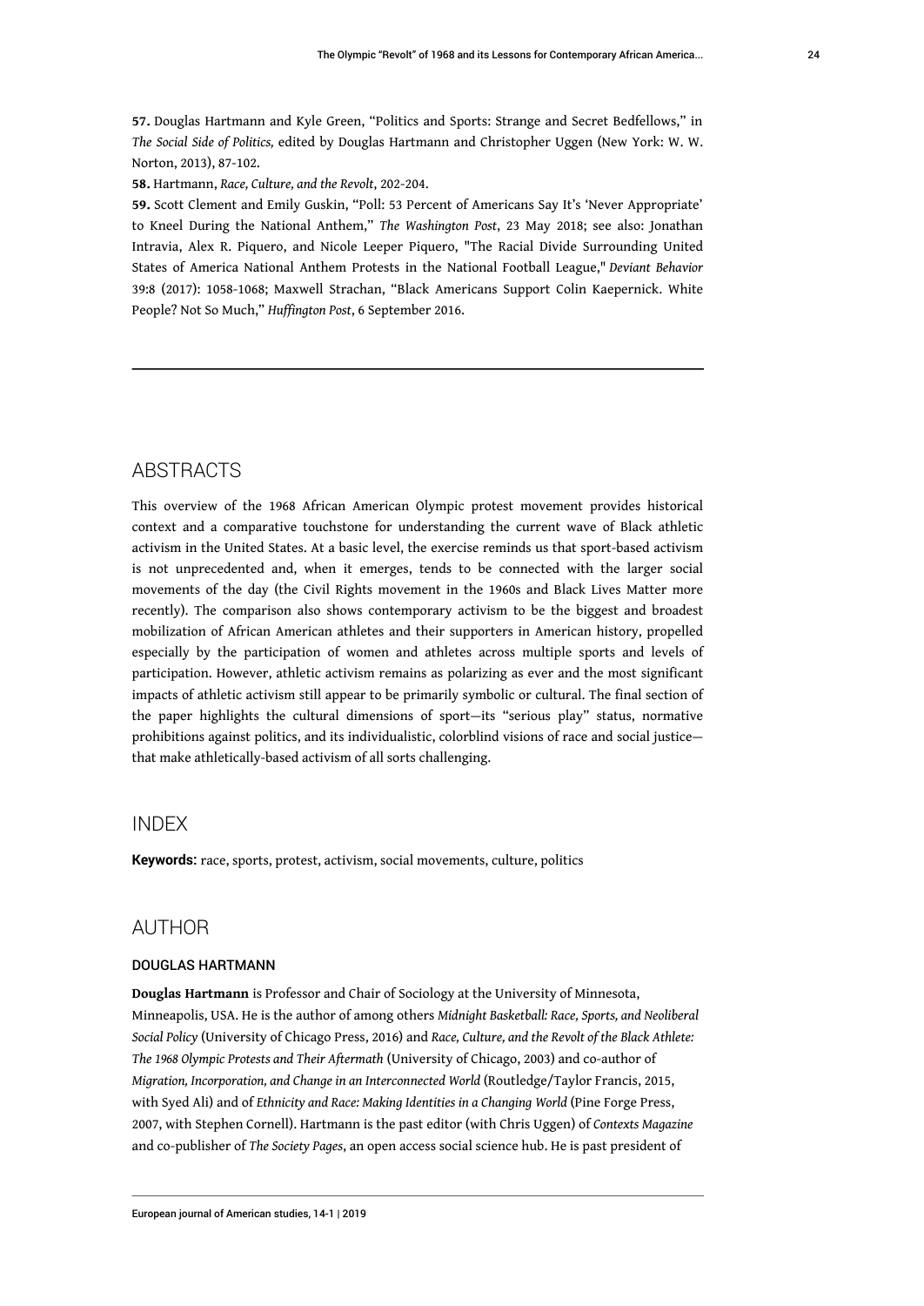**57.** Douglas Hartmann and Kyle Green, "Politics and Sports: Strange and Secret Bedfellows," in *The Social Side of Politics,* edited by Douglas Hartmann and Christopher Uggen (New York: W. W. Norton, 2013), 87-102.

**58.** Hartmann, *Race, Culture, and the Revolt*, 202-204.

**59.** Scott Clement and Emily Guskin, "Poll: 53 Percent of Americans Say It's 'Never Appropriate' to Kneel During the National Anthem," *The Washington Post*, 23 May 2018; see also: Jonathan Intravia, Alex R. Piquero, and Nicole Leeper Piquero, "The Racial Divide Surrounding United States of America National Anthem Protests in the National Football League," *Deviant Behavior* 39:8 (2017): 1058-1068; Maxwell Strachan, "Black Americans Support Colin Kaepernick. White People? Not So Much," *Huffington Post*, 6 September 2016.

## ABSTRACTS

This overview of the 1968 African American Olympic protest movement provides historical context and a comparative touchstone for understanding the current wave of Black athletic activism in the United States. At a basic level, the exercise reminds us that sport-based activism is not unprecedented and, when it emerges, tends to be connected with the larger social movements of the day (the Civil Rights movement in the 1960s and Black Lives Matter more recently). The comparison also shows contemporary activism to be the biggest and broadest mobilization of African American athletes and their supporters in American history, propelled especially by the participation of women and athletes across multiple sports and levels of participation. However, athletic activism remains as polarizing as ever and the most significant impacts of athletic activism still appear to be primarily symbolic or cultural. The final section of the paper highlights the cultural dimensions of sport—its "serious play" status, normative prohibitions against politics, and its individualistic, colorblind visions of race and social justice—that make athletically-based activism of all sorts challenging.

## INDEX

**Keywords:** race, sports, protest, activism, social movements, culture, politics

## AUTHOR

### DOUGLAS HARTMANN

**Douglas Hartmann** is Professor and Chair of Sociology at the University of Minnesota, Minneapolis, USA. He is the author of among others *Midnight Basketball: Race, Sports, and Neoliberal Social Policy* (University of Chicago Press, 2016) and *Race, Culture, and the Revolt of the Black Athlete: The 1968 Olympic Protests and Their Aftermath* (University of Chicago, 2003) and co-author of *Migration, Incorporation, and Change in an Interconnected World* (Routledge/Taylor Francis, 2015, with Syed Ali) and of *Ethnicity and Race: Making Identities in a Changing World* (Pine Forge Press, 2007, with Stephen Cornell). Hartmann is the past editor (with Chris Uggen) of *Contexts Magazine* and co-publisher of *The Society Pages*, an open access social science hub. He is past president of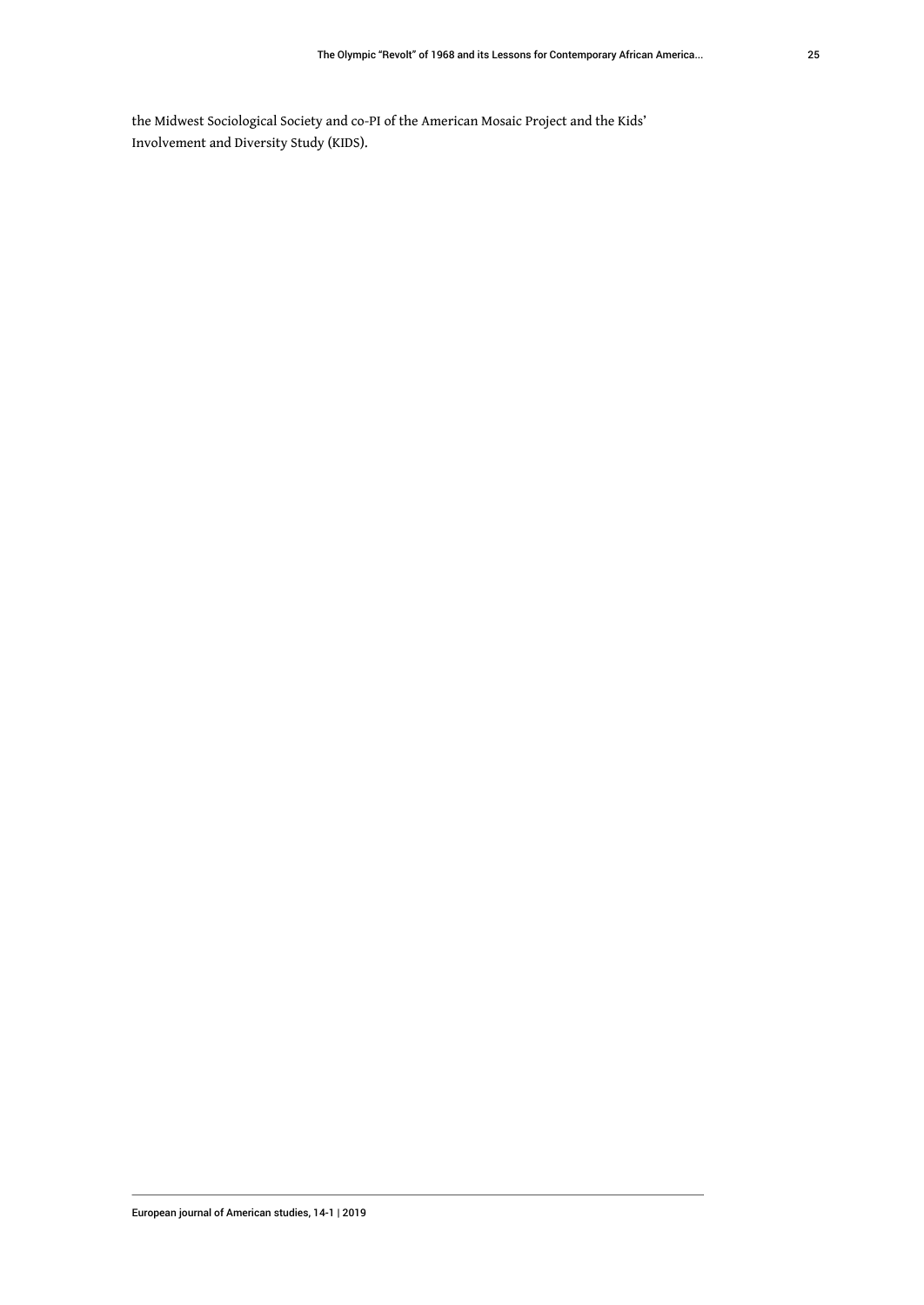the Midwest Sociological Society and co-PI of the American Mosaic Project and the Kids' Involvement and Diversity Study (KIDS).